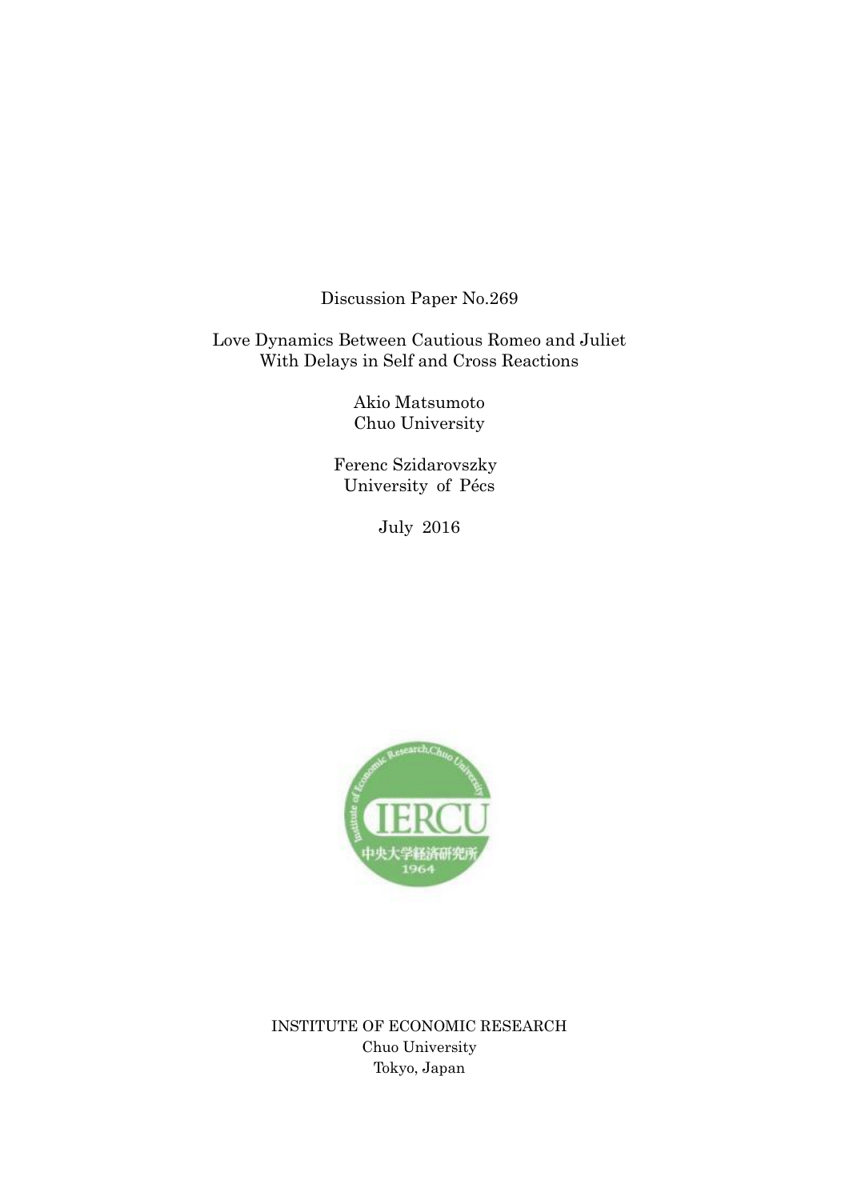Discussion Paper No.269

# Love Dynamics Between Cautious Romeo and Juliet With Delays in Self and Cross Reactions

Akio Matsumoto
Chuo University

Ferenc Szidarovszky
University of Pécs

July 2016

INSTITUTE OF ECONOMIC RESEARCH
Chuo University
Tokyo, Japan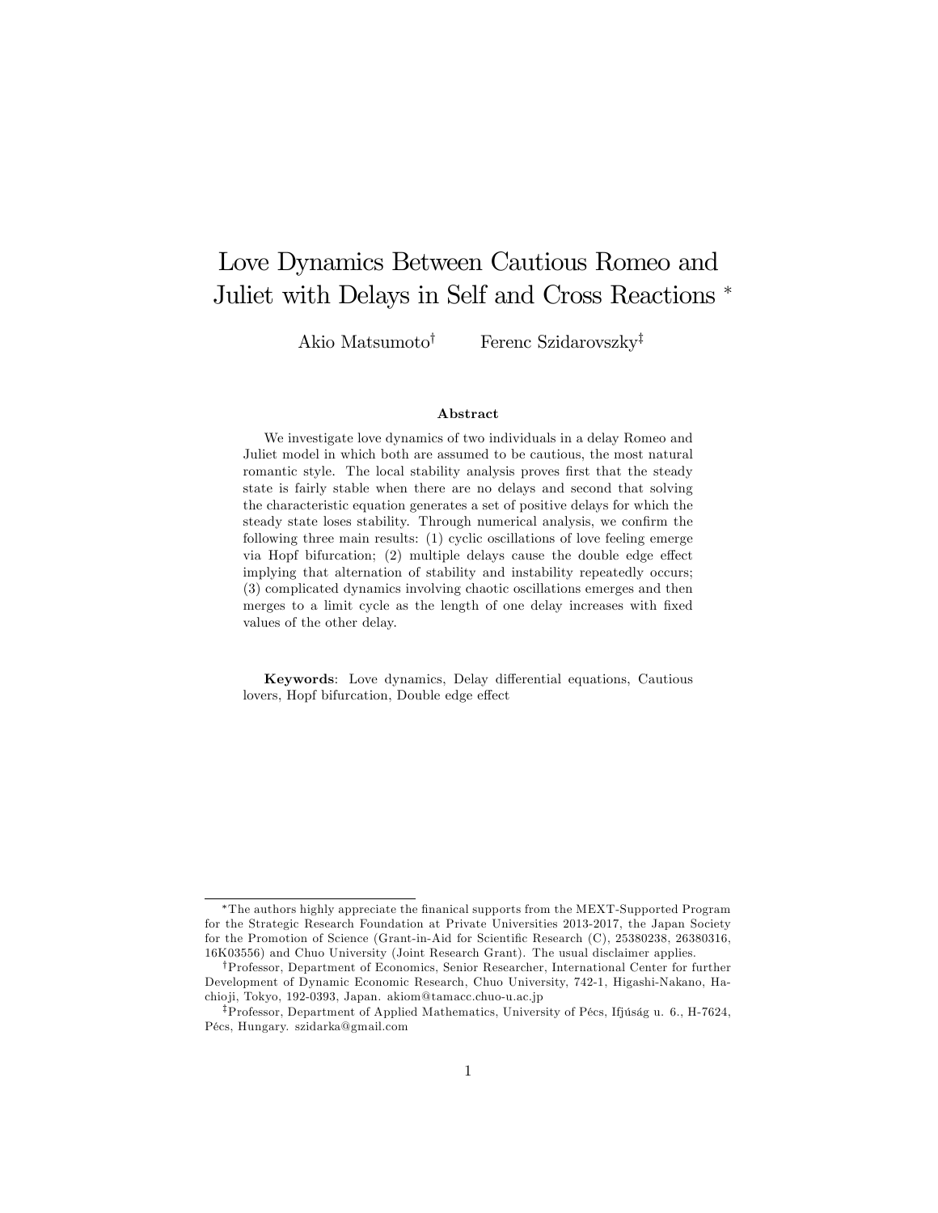# Love Dynamics Between Cautious Romeo and Juliet with Delays in Self and Cross Reactions *

Akio Matsumoto† Ferenc Szidarovszky‡

### Abstract

We investigate love dynamics of two individuals in a delay Romeo and Juliet model in which both are assumed to be cautious, the most natural romantic style. The local stability analysis proves first that the steady state is fairly stable when there are no delays and second that solving the characteristic equation generates a set of positive delays for which the steady state loses stability. Through numerical analysis, we confirm the following three main results: (1) cyclic oscillations of love feeling emerge via Hopf bifurcation; (2) multiple delays cause the double edge effect implying that alternation of stability and instability repeatedly occurs; (3) complicated dynamics involving chaotic oscillations emerges and then merges to a limit cycle as the length of one delay increases with fixed values of the other delay.

**Keywords**: Love dynamics, Delay differential equations, Cautious lovers, Hopf bifurcation, Double edge effect

---

*The authors highly appreciate the finanical supports from the MEXT-Supported Program for the Strategic Research Foundation at Private Universities 2013-2017, the Japan Society for the Promotion of Science (Grant-in-Aid for Scientific Research (C), 25380238, 26380316, 16K03556) and Chuo University (Joint Research Grant). The usual disclaimer applies.

†Professor, Department of Economics, Senior Researcher, International Center for further Development of Dynamic Economic Research, Chuo University, 742-1, Higashi-Nakano, Hachioji, Tokyo, 192-0393, Japan. akiom@tamacc.chuo-u.ac.jp

‡Professor, Department of Applied Mathematics, University of Pécs, Ifjúság u. 6., H-7624, Pécs, Hungary. szidarka@gmail.com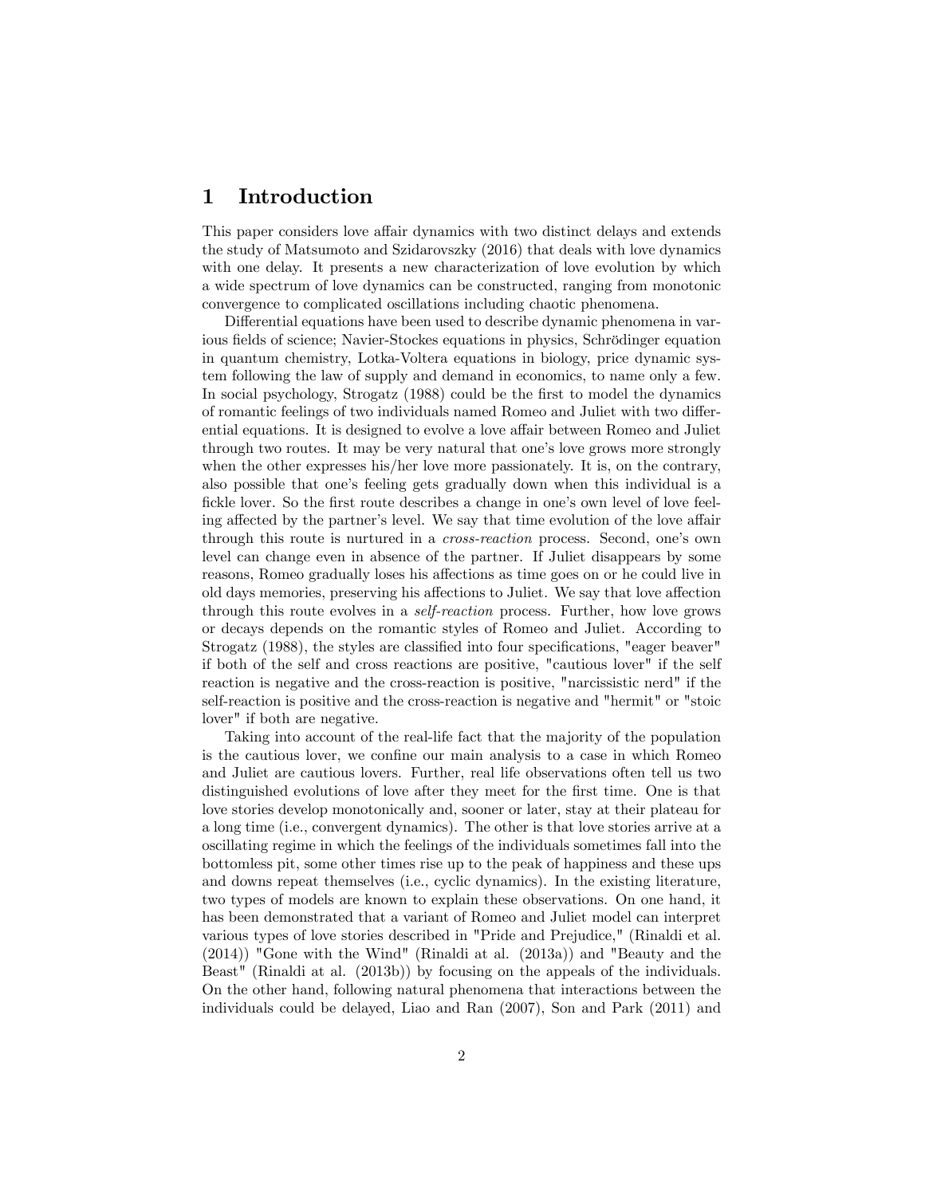# 1 Introduction

This paper considers love affair dynamics with two distinct delays and extends the study of Matsumoto and Szidarovszky (2016) that deals with love dynamics with one delay. It presents a new characterization of love evolution by which a wide spectrum of love dynamics can be constructed, ranging from monotonic convergence to complicated oscillations including chaotic phenomena.

Differential equations have been used to describe dynamic phenomena in various fields of science; Navier-Stockes equations in physics, Schrödinger equation in quantum chemistry, Lotka-Voltera equations in biology, price dynamic system following the law of supply and demand in economics, to name only a few. In social psychology, Strogatz (1988) could be the first to model the dynamics of romantic feelings of two individuals named Romeo and Juliet with two differential equations. It is designed to evolve a love affair between Romeo and Juliet through two routes. It may be very natural that one's love grows more strongly when the other expresses his/her love more passionately. It is, on the contrary, also possible that one's feeling gets gradually down when this individual is a fickle lover. So the first route describes a change in one's own level of love feeling affected by the partner's level. We say that time evolution of the love affair through this route is nurtured in a *cross-reaction* process. Second, one's own level can change even in absence of the partner. If Juliet disappears by some reasons, Romeo gradually loses his affections as time goes on or he could live in old days memories, preserving his affections to Juliet. We say that love affection through this route evolves in a *self-reaction* process. Further, how love grows or decays depends on the romantic styles of Romeo and Juliet. According to Strogatz (1988), the styles are classified into four specifications, "eager beaver" if both of the self and cross reactions are positive, "cautious lover" if the self reaction is negative and the cross-reaction is positive, "narcissistic nerd" if the self-reaction is positive and the cross-reaction is negative and "hermit" or "stoic lover" if both are negative.

Taking into account of the real-life fact that the majority of the population is the cautious lover, we confine our main analysis to a case in which Romeo and Juliet are cautious lovers. Further, real life observations often tell us two distinguished evolutions of love after they meet for the first time. One is that love stories develop monotonically and, sooner or later, stay at their plateau for a long time (i.e., convergent dynamics). The other is that love stories arrive at a oscillating regime in which the feelings of the individuals sometimes fall into the bottomless pit, some other times rise up to the peak of happiness and these ups and downs repeat themselves (i.e., cyclic dynamics). In the existing literature, two types of models are known to explain these observations. On one hand, it has been demonstrated that a variant of Romeo and Juliet model can interpret various types of love stories described in "Pride and Prejudice," (Rinaldi et al. (2014)) "Gone with the Wind" (Rinaldi at al. (2013a)) and "Beauty and the Beast" (Rinaldi at al. (2013b)) by focusing on the appeals of the individuals. On the other hand, following natural phenomena that interactions between the individuals could be delayed, Liao and Ran (2007), Son and Park (2011) and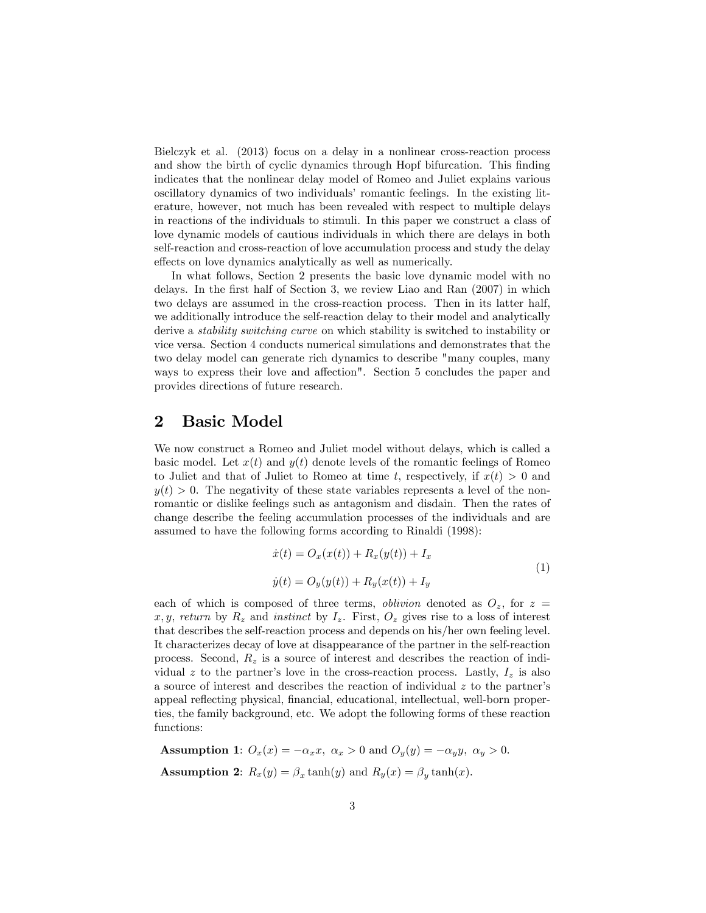Bielczyk et al. (2013) focus on a delay in a nonlinear cross-reaction process and show the birth of cyclic dynamics through Hopf bifurcation. This finding indicates that the nonlinear delay model of Romeo and Juliet explains various oscillatory dynamics of two individuals' romantic feelings. In the existing literature, however, not much has been revealed with respect to multiple delays in reactions of the individuals to stimuli. In this paper we construct a class of love dynamic models of cautious individuals in which there are delays in both self-reaction and cross-reaction of love accumulation process and study the delay effects on love dynamics analytically as well as numerically.

In what follows, Section 2 presents the basic love dynamic model with no delays. In the first half of Section 3, we review Liao and Ran (2007) in which two delays are assumed in the cross-reaction process. Then in its latter half, we additionally introduce the self-reaction delay to their model and analytically derive a *stability switching curve* on which stability is switched to instability or vice versa. Section 4 conducts numerical simulations and demonstrates that the two delay model can generate rich dynamics to describe "many couples, many ways to express their love and affection". Section 5 concludes the paper and provides directions of future research.

## 2 Basic Model

We now construct a Romeo and Juliet model without delays, which is called a basic model. Let $x(t)$ and $y(t)$ denote levels of the romantic feelings of Romeo to Juliet and that of Juliet to Romeo at time $t$, respectively, if $x(t) > 0$ and $y(t) > 0$. The negativity of these state variables represents a level of the non-romantic or dislike feelings such as antagonism and disdain. Then the rates of change describe the feeling accumulation processes of the individuals and are assumed to have the following forms according to Rinaldi (1998):

$$
\begin{aligned}
\dot{x}(t) &= O_x(x(t)) + R_x(y(t)) + I_x \\
\dot{y}(t) &= O_y(y(t)) + R_y(x(t)) + I_y
\end{aligned}
\tag{1}
$$

each of which is composed of three terms, *oblivion* denoted as $O_z$, for $z = x, y$, *return* by $R_z$ and *instinct* by $I_z$. First, $O_z$ gives rise to a loss of interest that describes the self-reaction process and depends on his/her own feeling level. It characterizes decay of love at disappearance of the partner in the self-reaction process. Second, $R_z$ is a source of interest and describes the reaction of individual $z$ to the partner's love in the cross-reaction process. Lastly, $I_z$ is also a source of interest and describes the reaction of individual $z$ to the partner's appeal reflecting physical, financial, educational, intellectual, well-born properties, the family background, etc. We adopt the following forms of these reaction functions:

**Assumption 1**: $O_x(x) = -\alpha_x x,\ \alpha_x > 0$ and $O_y(y) = -\alpha_y y,\ \alpha_y > 0.$

**Assumption 2**: $R_x(y) = \beta_x \tanh(y)$ and $R_y(x) = \beta_y \tanh(x).$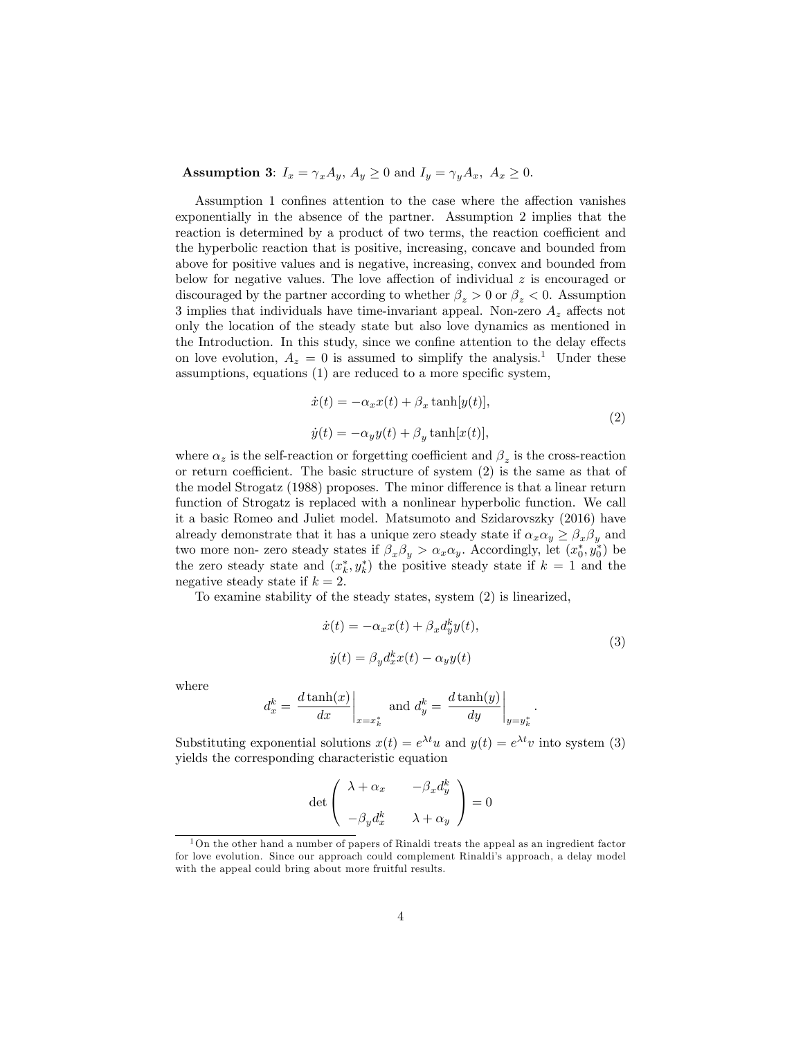**Assumption 3**: $I_x = \gamma_x A_y,\ A_y \geq 0$ and $I_y = \gamma_y A_x,\ A_x \geq 0$.

Assumption 1 confines attention to the case where the affection vanishes exponentially in the absence of the partner. Assumption 2 implies that the reaction is determined by a product of two terms, the reaction coefficient and the hyperbolic reaction that is positive, increasing, concave and bounded from above for positive values and is negative, increasing, convex and bounded from below for negative values. The love affection of individual $z$ is encouraged or discouraged by the partner according to whether $\beta_z > 0$ or $\beta_z < 0$. Assumption 3 implies that individuals have time-invariant appeal. Non-zero $A_z$ affects not only the location of the steady state but also love dynamics as mentioned in the Introduction. In this study, since we confine attention to the delay effects on love evolution, $A_z = 0$ is assumed to simplify the analysis.[1] Under these assumptions, equations (1) are reduced to a more specific system,

$$
\begin{aligned}
\dot{x}(t) &= -\alpha_x x(t) + \beta_x \tanh[y(t)], \\
\dot{y}(t) &= -\alpha_y y(t) + \beta_y \tanh[x(t)],
\end{aligned}
\tag{2}
$$

where $\alpha_z$ is the self-reaction or forgetting coefficient and $\beta_z$ is the cross-reaction or return coefficient. The basic structure of system (2) is the same as that of the model Strogatz (1988) proposes. The minor difference is that a linear return function of Strogatz is replaced with a nonlinear hyperbolic function. We call it a basic Romeo and Juliet model. Matsumoto and Szidarovszky (2016) have already demonstrate that it has a unique zero steady state if $\alpha_x \alpha_y \geq \beta_x \beta_y$ and two more non- zero steady states if $\beta_x \beta_y > \alpha_x \alpha_y$. Accordingly, let $(x_0^*, y_0^*)$ be the zero steady state and $(x_k^*, y_k^*)$ the positive steady state if $k = 1$ and the negative steady state if $k = 2$.

To examine stability of the steady states, system (2) is linearized,

$$
\begin{aligned}
\dot{x}(t) &= -\alpha_x x(t) + \beta_x d_y^k y(t), \\
\dot{y}(t) &= \beta_y d_x^k x(t) - \alpha_y y(t)
\end{aligned}
\tag{3}
$$

where

$$
d_x^k = \left. \frac{d \tanh(x)}{dx} \right|_{x = x_k^*} \text{ and } d_y^k = \left. \frac{d \tanh(y)}{dy} \right|_{y = y_k^*}.
$$

Substituting exponential solutions $x(t) = e^{\lambda t} u$ and $y(t) = e^{\lambda t} v$ into system (3) yields the corresponding characteristic equation

$$
\det \begin{pmatrix} \lambda + \alpha_x & -\beta_x d_y^k \\ -\beta_y d_x^k & \lambda + \alpha_y \end{pmatrix} = 0
$$

[1] On the other hand a number of papers of Rinaldi treats the appeal as an ingredient factor for love evolution. Since our approach could complement Rinaldi's approach, a delay model with the appeal could bring about more fruitful results.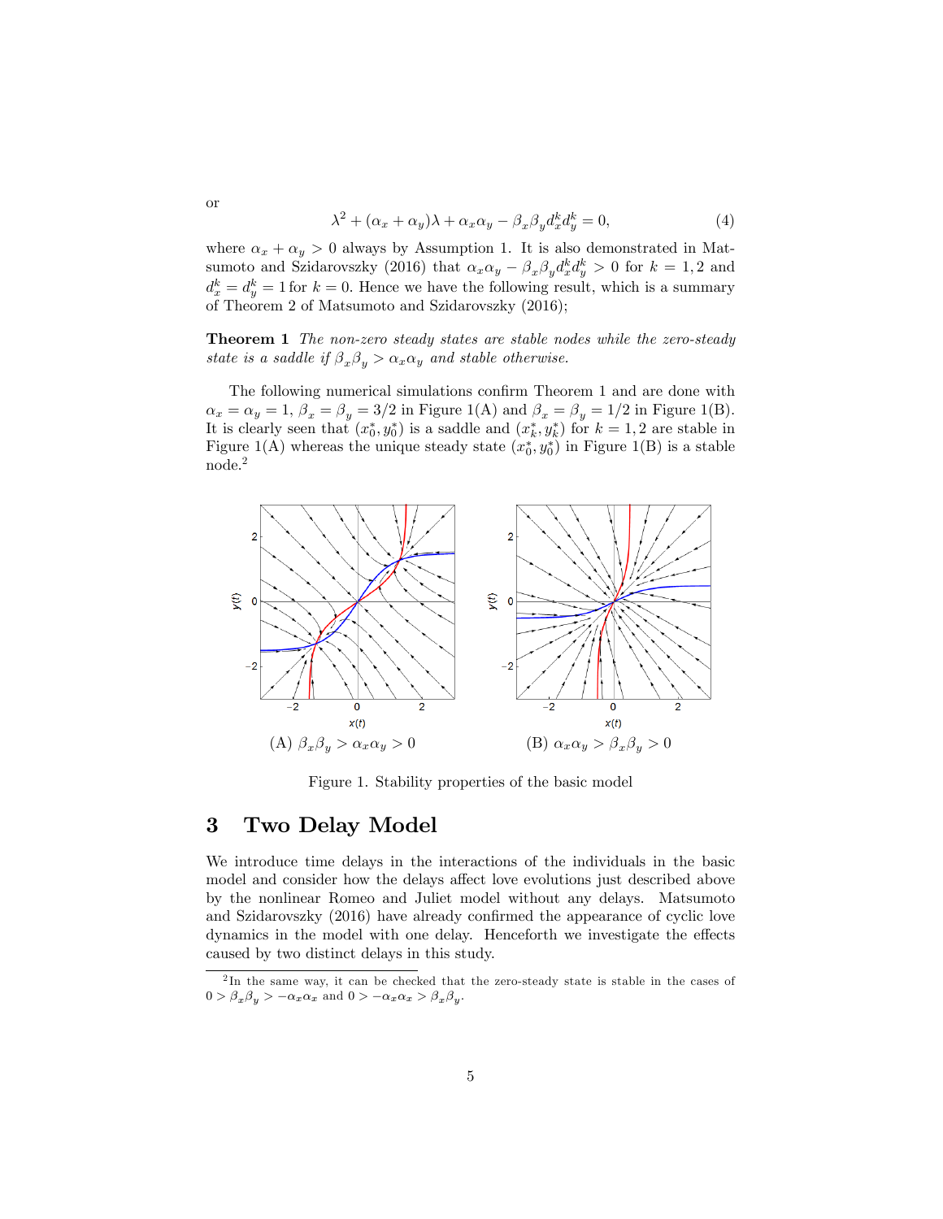or

$$\lambda^2 + (\alpha_x + \alpha_y)\lambda + \alpha_x\alpha_y - \beta_x\beta_y d_x^k d_y^k = 0, \tag{4}$$

where $\alpha_x + \alpha_y > 0$ always by Assumption 1. It is also demonstrated in Matsumoto and Szidarovszky (2016) that $\alpha_x\alpha_y - \beta_x\beta_y d_x^k d_y^k > 0$ for $k = 1, 2$ and $d_x^k = d_y^k = 1$ for $k = 0$. Hence we have the following result, which is a summary of Theorem 2 of Matsumoto and Szidarovszky (2016);

**Theorem 1** *The non-zero steady states are stable nodes while the zero-steady state is a saddle if $\beta_x\beta_y > \alpha_x\alpha_y$ and stable otherwise.*

The following numerical simulations confirm Theorem 1 and are done with $\alpha_x = \alpha_y = 1$, $\beta_x = \beta_y = 3/2$ in Figure 1(A) and $\beta_x = \beta_y = 1/2$ in Figure 1(B). It is clearly seen that $(x_0^*, y_0^*)$ is a saddle and $(x_k^*, y_k^*)$ for $k = 1, 2$ are stable in Figure 1(A) whereas the unique steady state $(x_0^*, y_0^*)$ in Figure 1(B) is a stable node.[2]

(A) $\beta_x\beta_y > \alpha_x\alpha_y > 0$

(B) $\alpha_x\alpha_y > \beta_x\beta_y > 0$

Figure 1. Stability properties of the basic model

## 3 Two Delay Model

We introduce time delays in the interactions of the individuals in the basic model and consider how the delays affect love evolutions just described above by the nonlinear Romeo and Juliet model without any delays. Matsumoto and Szidarovszky (2016) have already confirmed the appearance of cyclic love dynamics in the model with one delay. Henceforth we investigate the effects caused by two distinct delays in this study.

[2] In the same way, it can be checked that the zero-steady state is stable in the cases of $0 > \beta_x\beta_y > -\alpha_x\alpha_x$ and $0 > -\alpha_x\alpha_x > \beta_x\beta_y$.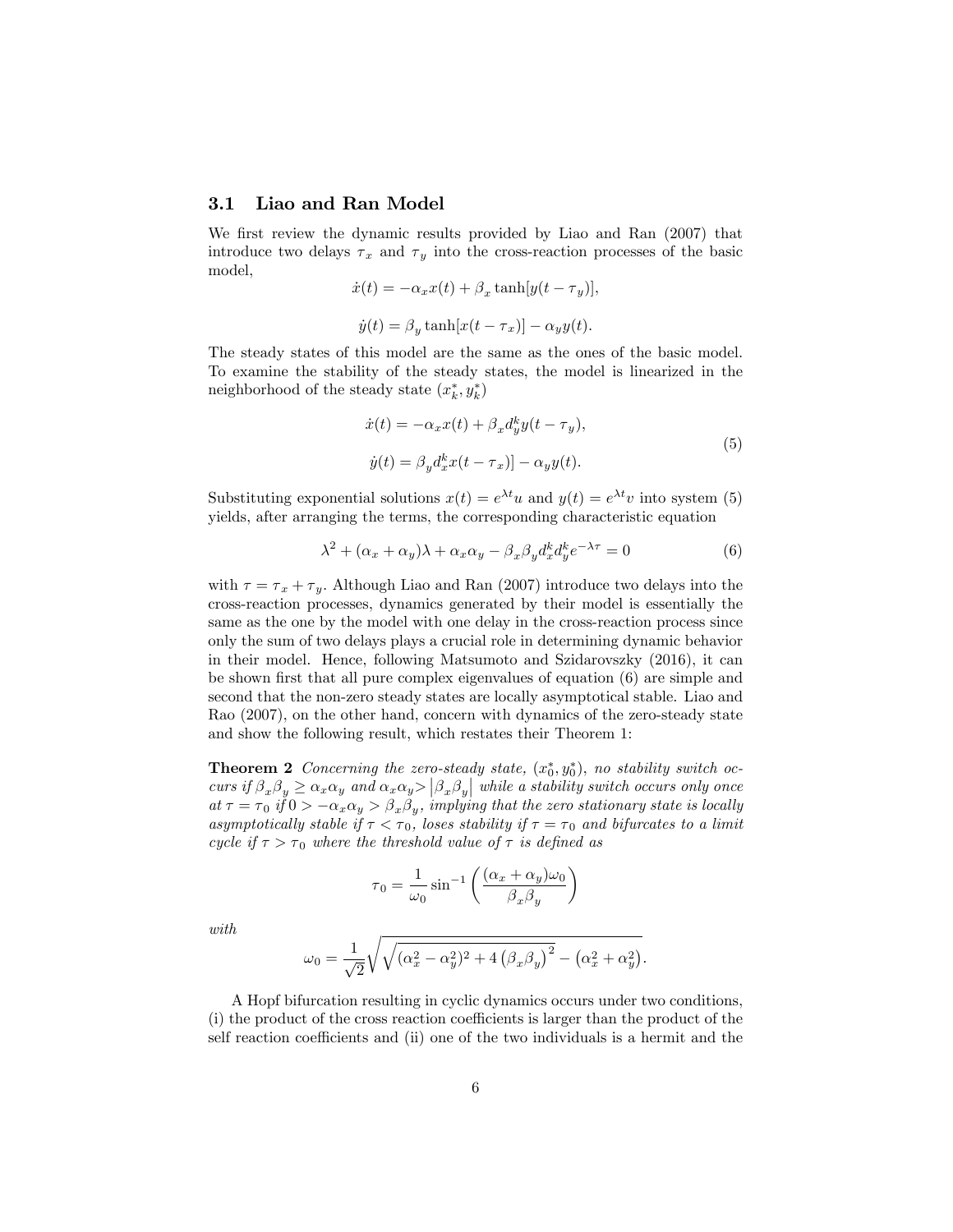### 3.1 Liao and Ran Model

We first review the dynamic results provided by Liao and Ran (2007) that introduce two delays $\tau_x$ and $\tau_y$ into the cross-reaction processes of the basic model,

$$\dot{x}(t) = -\alpha_x x(t) + \beta_x \tanh[y(t - \tau_y)],$$

$$\dot{y}(t) = \beta_y \tanh[x(t - \tau_x)] - \alpha_y y(t).$$

The steady states of this model are the same as the ones of the basic model. To examine the stability of the steady states, the model is linearized in the neighborhood of the steady state $(x_k^*, y_k^*)$

$$\begin{aligned}
\dot{x}(t) &= -\alpha_x x(t) + \beta_x d_y^k y(t - \tau_y), \\
\dot{y}(t) &= \beta_y d_x^k x(t - \tau_x)] - \alpha_y y(t).
\end{aligned} \tag{5}$$

Substituting exponential solutions $x(t) = e^{\lambda t}u$ and $y(t) = e^{\lambda t}v$ into system (5) yields, after arranging the terms, the corresponding characteristic equation

$$\lambda^2 + (\alpha_x + \alpha_y)\lambda + \alpha_x \alpha_y - \beta_x \beta_y d_x^k d_y^k e^{-\lambda \tau} = 0 \tag{6}$$

with $\tau = \tau_x + \tau_y$. Although Liao and Ran (2007) introduce two delays into the cross-reaction processes, dynamics generated by their model is essentially the same as the one by the model with one delay in the cross-reaction process since only the sum of two delays plays a crucial role in determining dynamic behavior in their model. Hence, following Matsumoto and Szidarovszky (2016), it can be shown first that all pure complex eigenvalues of equation (6) are simple and second that the non-zero steady states are locally asymptotical stable. Liao and Rao (2007), on the other hand, concern with dynamics of the zero-steady state and show the following result, which restates their Theorem 1:

**Theorem 2** *Concerning the zero-steady state, $(x_0^*, y_0^*)$, no stability switch occurs if $\beta_x \beta_y \geq \alpha_x \alpha_y$ and $\alpha_x \alpha_y > \left|\beta_x \beta_y\right|$ while a stability switch occurs only once at $\tau = \tau_0$ if $0 > -\alpha_x \alpha_y > \beta_x \beta_y$, implying that the zero stationary state is locally asymptotically stable if $\tau < \tau_0$, loses stability if $\tau = \tau_0$ and bifurcates to a limit cycle if $\tau > \tau_0$ where the threshold value of $\tau$ is defined as*

$$\tau_0 = \frac{1}{\omega_0} \sin^{-1}\left(\frac{(\alpha_x + \alpha_y)\omega_0}{\beta_x \beta_y}\right)$$

*with*

$$\omega_0 = \frac{1}{\sqrt{2}} \sqrt{\sqrt{(\alpha_x^2 - \alpha_y^2)^2 + 4\left(\beta_x \beta_y\right)^2} - \left(\alpha_x^2 + \alpha_y^2\right)}.$$

A Hopf bifurcation resulting in cyclic dynamics occurs under two conditions, (i) the product of the cross reaction coefficients is larger than the product of the self reaction coefficients and (ii) one of the two individuals is a hermit and the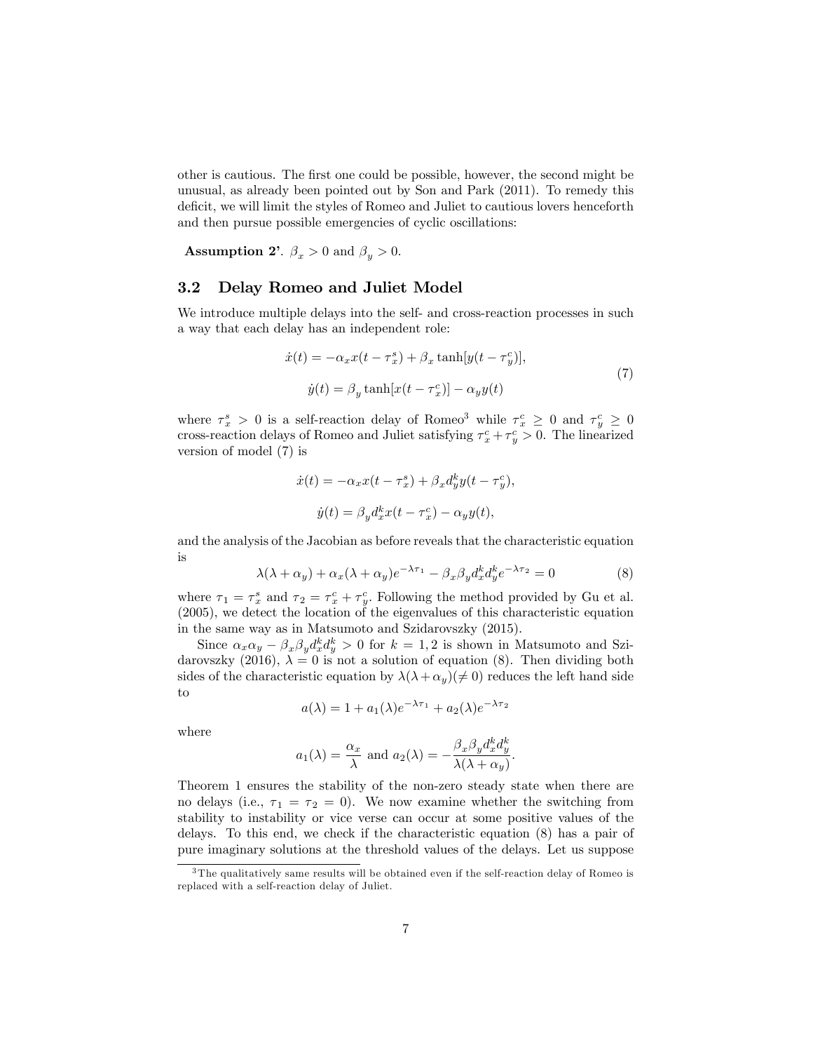other is cautious. The first one could be possible, however, the second might be unusual, as already been pointed out by Son and Park (2011). To remedy this deficit, we will limit the styles of Romeo and Juliet to cautious lovers henceforth and then pursue possible emergencies of cyclic oscillations:

**Assumption 2'**. $\beta_x > 0$ and $\beta_y > 0$.

### 3.2 Delay Romeo and Juliet Model

We introduce multiple delays into the self- and cross-reaction processes in such a way that each delay has an independent role:

$$
\begin{aligned}
\dot{x}(t) &= -\alpha_x x(t-\tau_x^s) + \beta_x \tanh[y(t-\tau_y^c)], \\
\dot{y}(t) &= \beta_y \tanh[x(t-\tau_x^c)] - \alpha_y y(t)
\end{aligned}
\tag{7}
$$

where $\tau_x^s > 0$ is a self-reaction delay of Romeo[3] while $\tau_x^c \geq 0$ and $\tau_y^c \geq 0$ cross-reaction delays of Romeo and Juliet satisfying $\tau_x^c + \tau_y^c > 0$. The linearized version of model (7) is

$$
\begin{aligned}
\dot{x}(t) &= -\alpha_x x(t-\tau_x^s) + \beta_x d_y^k y(t-\tau_y^c), \\
\dot{y}(t) &= \beta_y d_x^k x(t-\tau_x^c) - \alpha_y y(t),
\end{aligned}
$$

and the analysis of the Jacobian as before reveals that the characteristic equation is

$$
\lambda(\lambda+\alpha_y) + \alpha_x(\lambda+\alpha_y)e^{-\lambda\tau_1} - \beta_x\beta_y d_x^k d_y^k e^{-\lambda\tau_2} = 0 \tag{8}
$$

where $\tau_1 = \tau_x^s$ and $\tau_2 = \tau_x^c + \tau_y^c$. Following the method provided by Gu et al. (2005), we detect the location of the eigenvalues of this characteristic equation in the same way as in Matsumoto and Szidarovszky (2015).

Since $\alpha_x\alpha_y - \beta_x\beta_y d_x^k d_y^k > 0$ for $k = 1, 2$ is shown in Matsumoto and Szidarovszky (2016), $\lambda = 0$ is not a solution of equation (8). Then dividing both sides of the characteristic equation by $\lambda(\lambda + \alpha_y)(\neq 0)$ reduces the left hand side to

$$
a(\lambda) = 1 + a_1(\lambda)e^{-\lambda\tau_1} + a_2(\lambda)e^{-\lambda\tau_2}
$$

where

$$
a_1(\lambda) = \frac{\alpha_x}{\lambda} \text{ and } a_2(\lambda) = -\frac{\beta_x\beta_y d_x^k d_y^k}{\lambda(\lambda+\alpha_y)}.
$$

Theorem 1 ensures the stability of the non-zero steady state when there are no delays (i.e., $\tau_1 = \tau_2 = 0$). We now examine whether the switching from stability to instability or vice verse can occur at some positive values of the delays. To this end, we check if the characteristic equation (8) has a pair of pure imaginary solutions at the threshold values of the delays. Let us suppose

[3] The qualitatively same results will be obtained even if the self-reaction delay of Romeo is replaced with a self-reaction delay of Juliet.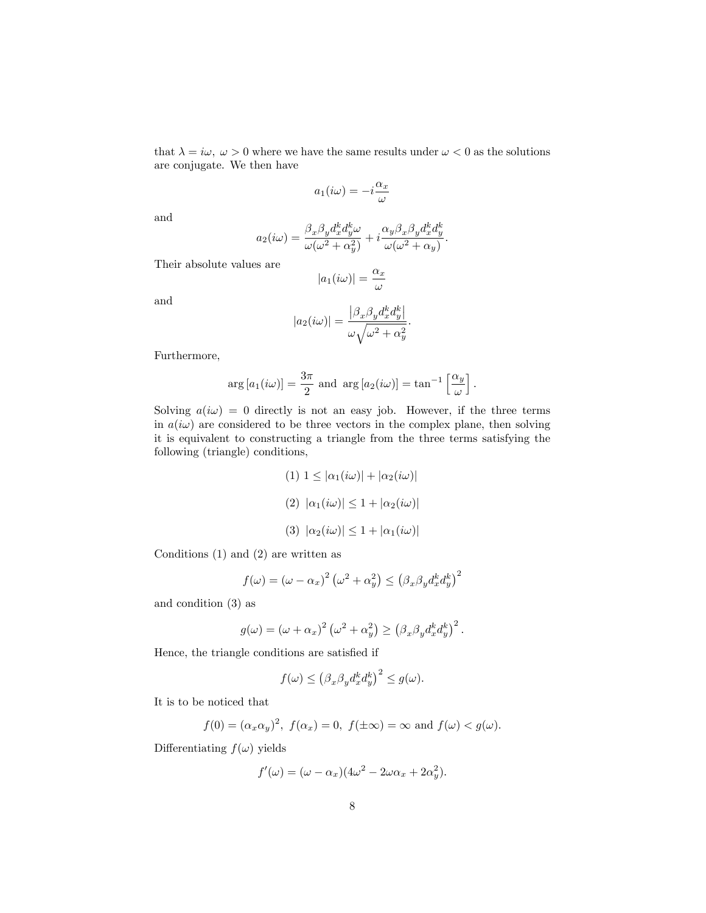that $\lambda = i\omega,\ \omega > 0$ where we have the same results under $\omega < 0$ as the solutions are conjugate. We then have

$$a_1(i\omega) = -i\frac{\alpha_x}{\omega}$$

and

$$a_2(i\omega) = \frac{\beta_x\beta_y d_x^k d_y^k \omega}{\omega(\omega^2 + \alpha_y^2)} + i\frac{\alpha_y\beta_x\beta_y d_x^k d_y^k}{\omega(\omega^2 + \alpha_y)}.$$

Their absolute values are

$$|a_1(i\omega)| = \frac{\alpha_x}{\omega}$$

and

$$|a_2(i\omega)| = \frac{\left|\beta_x\beta_y d_x^k d_y^k\right|}{\omega\sqrt{\omega^2 + \alpha_y^2}}.$$

Furthermore,

$$\arg\left[a_1(i\omega)\right] = \frac{3\pi}{2} \text{ and } \arg\left[a_2(i\omega)\right] = \tan^{-1}\left[\frac{\alpha_y}{\omega}\right].$$

Solving $a(i\omega) = 0$ directly is not an easy job. However, if the three terms in $a(i\omega)$ are considered to be three vectors in the complex plane, then solving it is equivalent to constructing a triangle from the three terms satisfying the following (triangle) conditions,

$$(1)\ 1 \leq |\alpha_1(i\omega)| + |\alpha_2(i\omega)|$$

$$(2)\ |\alpha_1(i\omega)| \leq 1 + |\alpha_2(i\omega)|$$

$$(3)\ |\alpha_2(i\omega)| \leq 1 + |\alpha_1(i\omega)|$$

Conditions (1) and (2) are written as

$$f(\omega) = (\omega - \alpha_x)^2\left(\omega^2 + \alpha_y^2\right) \leq \left(\beta_x\beta_y d_x^k d_y^k\right)^2$$

and condition (3) as

$$g(\omega) = (\omega + \alpha_x)^2\left(\omega^2 + \alpha_y^2\right) \geq \left(\beta_x\beta_y d_x^k d_y^k\right)^2.$$

Hence, the triangle conditions are satisfied if

$$f(\omega) \leq \left(\beta_x\beta_y d_x^k d_y^k\right)^2 \leq g(\omega).$$

It is to be noticed that

$$f(0) = (\alpha_x\alpha_y)^2,\ f(\alpha_x) = 0,\ f(\pm\infty) = \infty \text{ and } f(\omega) < g(\omega).$$

Differentiating $f(\omega)$ yields

$$f'(\omega) = (\omega - \alpha_x)(4\omega^2 - 2\omega\alpha_x + 2\alpha_y^2).$$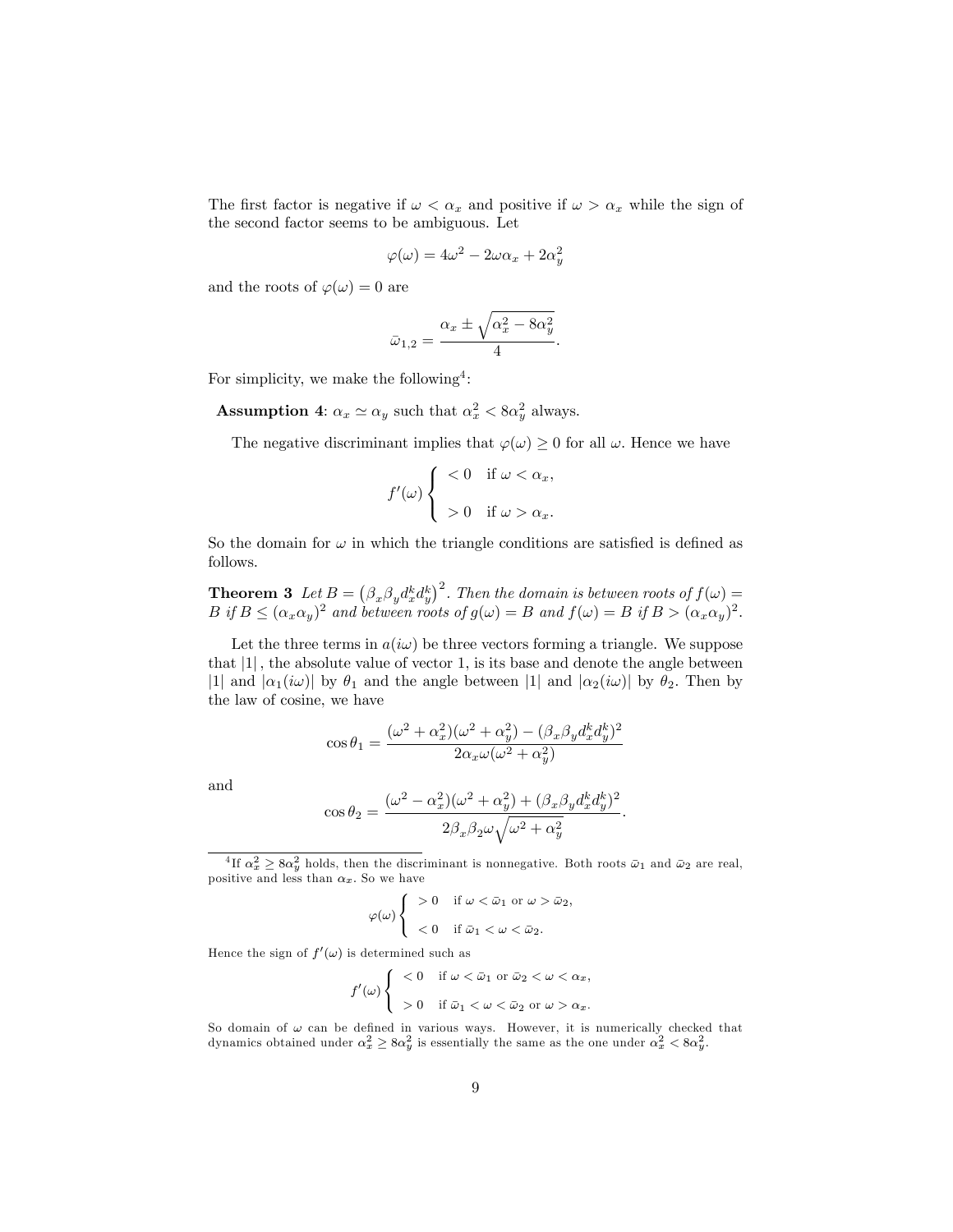The first factor is negative if $\omega < \alpha_x$ and positive if $\omega > \alpha_x$ while the sign of the second factor seems to be ambiguous. Let

$$\varphi(\omega) = 4\omega^2 - 2\omega\alpha_x + 2\alpha_y^2$$

and the roots of $\varphi(\omega) = 0$ are

$$\bar{\omega}_{1,2} = \frac{\alpha_x \pm \sqrt{\alpha_x^2 - 8\alpha_y^2}}{4}.$$

For simplicity, we make the following[4]:

**Assumption 4**: $\alpha_x \simeq \alpha_y$ such that $\alpha_x^2 < 8\alpha_y^2$ always.

The negative discriminant implies that $\varphi(\omega) \geq 0$ for all $\omega$. Hence we have

$$f'(\omega) \begin{cases} < 0 & \text{if } \omega < \alpha_x, \\ > 0 & \text{if } \omega > \alpha_x. \end{cases}$$

So the domain for $\omega$ in which the triangle conditions are satisfied is defined as follows.

**Theorem 3** *Let $B = \left(\beta_x \beta_y d_x^k d_y^k\right)^2$. Then the domain is between roots of $f(\omega) = B$ if $B \leq (\alpha_x \alpha_y)^2$ and between roots of $g(\omega) = B$ and $f(\omega) = B$ if $B > (\alpha_x \alpha_y)^2$.*

Let the three terms in $a(i\omega)$ be three vectors forming a triangle. We suppose that $|1|$, the absolute value of vector 1, is its base and denote the angle between $|1|$ and $|\alpha_1(i\omega)|$ by $\theta_1$ and the angle between $|1|$ and $|\alpha_2(i\omega)|$ by $\theta_2$. Then by the law of cosine, we have

$$\cos\theta_1 = \frac{(\omega^2 + \alpha_x^2)(\omega^2 + \alpha_y^2) - (\beta_x \beta_y d_x^k d_y^k)^2}{2\alpha_x \omega(\omega^2 + \alpha_y^2)}$$

and

$$\cos\theta_2 = \frac{(\omega^2 - \alpha_x^2)(\omega^2 + \alpha_y^2) + (\beta_x \beta_y d_x^k d_y^k)^2}{2\beta_x \beta_2 \omega \sqrt{\omega^2 + \alpha_y^2}}.$$

[4] If $\alpha_x^2 \geq 8\alpha_y^2$ holds, then the discriminant is nonnegative. Both roots $\bar{\omega}_1$ and $\bar{\omega}_2$ are real, positive and less than $\alpha_x$. So we have

$$\varphi(\omega) \begin{cases} > 0 & \text{if } \omega < \bar{\omega}_1 \text{ or } \omega > \bar{\omega}_2, \\ < 0 & \text{if } \bar{\omega}_1 < \omega < \bar{\omega}_2. \end{cases}$$

Hence the sign of $f'(\omega)$ is determined such as

$$f'(\omega) \begin{cases} < 0 & \text{if } \omega < \bar{\omega}_1 \text{ or } \bar{\omega}_2 < \omega < \alpha_x, \\ > 0 & \text{if } \bar{\omega}_1 < \omega < \bar{\omega}_2 \text{ or } \omega > \alpha_x. \end{cases}$$

So domain of $\omega$ can be defined in various ways. However, it is numerically checked that dynamics obtained under $\alpha_x^2 \geq 8\alpha_y^2$ is essentially the same as the one under $\alpha_x^2 < 8\alpha_y^2$.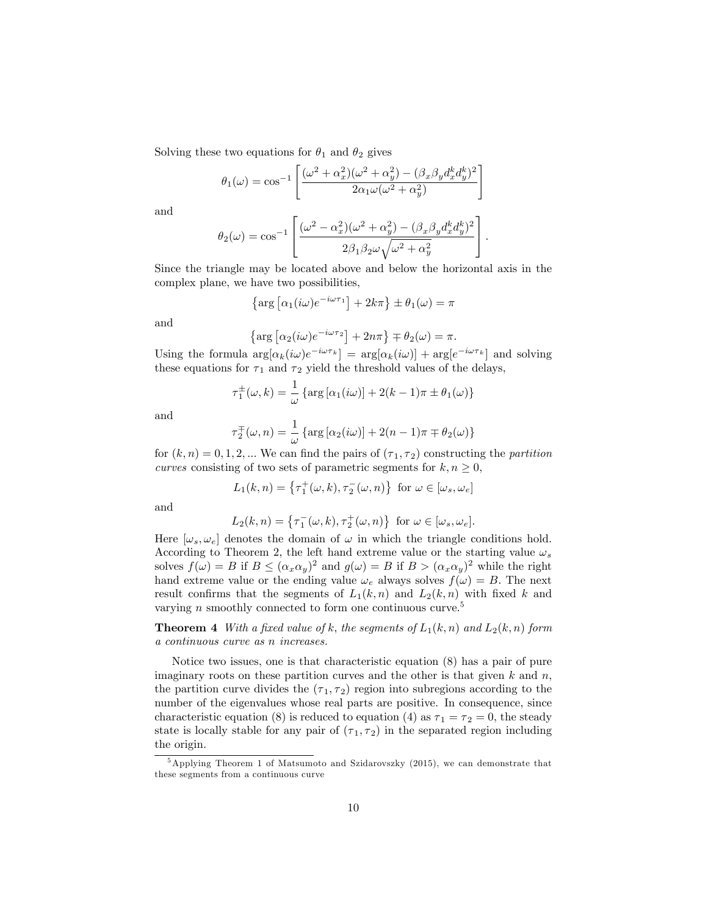Solving these two equations for $\theta_1$ and $\theta_2$ gives

$$\theta_1(\omega) = \cos^{-1}\left[\frac{(\omega^2+\alpha_x^2)(\omega^2+\alpha_y^2)-(\beta_x\beta_y d_x^k d_y^k)^2}{2\alpha_1\omega(\omega^2+\alpha_y^2)}\right]$$

and

$$\theta_2(\omega) = \cos^{-1}\left[\frac{(\omega^2-\alpha_x^2)(\omega^2+\alpha_y^2)-(\beta_x\beta_y d_x^k d_y^k)^2}{2\beta_1\beta_2\omega\sqrt{\omega^2+\alpha_y^2}}\right].$$

Since the triangle may be located above and below the horizontal axis in the complex plane, we have two possibilities,

$$\left\{\arg\left[\alpha_1(i\omega)e^{-i\omega\tau_1}\right]+2k\pi\right\}\pm\theta_1(\omega)=\pi$$

and

$$\left\{\arg\left[\alpha_2(i\omega)e^{-i\omega\tau_2}\right]+2n\pi\right\}\mp\theta_2(\omega)=\pi.$$

Using the formula $\arg[\alpha_k(i\omega)e^{-i\omega\tau_k}] = \arg[\alpha_k(i\omega)] + \arg[e^{-i\omega\tau_k}]$ and solving these equations for $\tau_1$ and $\tau_2$ yield the threshold values of the delays,

$$\tau_1^{\pm}(\omega,k) = \frac{1}{\omega}\left\{\arg\left[\alpha_1(i\omega)\right]+2(k-1)\pi\pm\theta_1(\omega)\right\}$$

and

$$\tau_2^{\mp}(\omega,n) = \frac{1}{\omega}\left\{\arg\left[\alpha_2(i\omega)\right]+2(n-1)\pi\mp\theta_2(\omega)\right\}$$

for $(k,n) = 0,1,2,...$ We can find the pairs of $(\tau_1,\tau_2)$ constructing the *partition curves* consisting of two sets of parametric segments for $k,n \geq 0$,

$$L_1(k,n) = \left\{\tau_1^{+}(\omega,k), \tau_2^{-}(\omega,n)\right\} \text{ for } \omega\in[\omega_s,\omega_e]$$

and

$$L_2(k,n) = \left\{\tau_1^{-}(\omega,k), \tau_2^{+}(\omega,n)\right\} \text{ for } \omega\in[\omega_s,\omega_e].$$

Here $[\omega_s,\omega_e]$ denotes the domain of $\omega$ in which the triangle conditions hold. According to Theorem 2, the left hand extreme value or the starting value $\omega_s$ solves $f(\omega) = B$ if $B \leq (\alpha_x\alpha_y)^2$ and $g(\omega) = B$ if $B > (\alpha_x\alpha_y)^2$ while the right hand extreme value or the ending value $\omega_e$ always solves $f(\omega) = B$. The next result confirms that the segments of $L_1(k,n)$ and $L_2(k,n)$ with fixed $k$ and varying $n$ smoothly connected to form one continuous curve.[5]

**Theorem 4** *With a fixed value of k, the segments of $L_1(k,n)$ and $L_2(k,n)$ form a continuous curve as n increases.*

Notice two issues, one is that characteristic equation (8) has a pair of pure imaginary roots on these partition curves and the other is that given $k$ and $n$, the partition curve divides the $(\tau_1,\tau_2)$ region into subregions according to the number of the eigenvalues whose real parts are positive. In consequence, since characteristic equation (8) is reduced to equation (4) as $\tau_1 = \tau_2 = 0$, the steady state is locally stable for any pair of $(\tau_1,\tau_2)$ in the separated region including the origin.

[5] Applying Theorem 1 of Matsumoto and Szidarovszky (2015), we can demonstrate that these segments from a continuous curve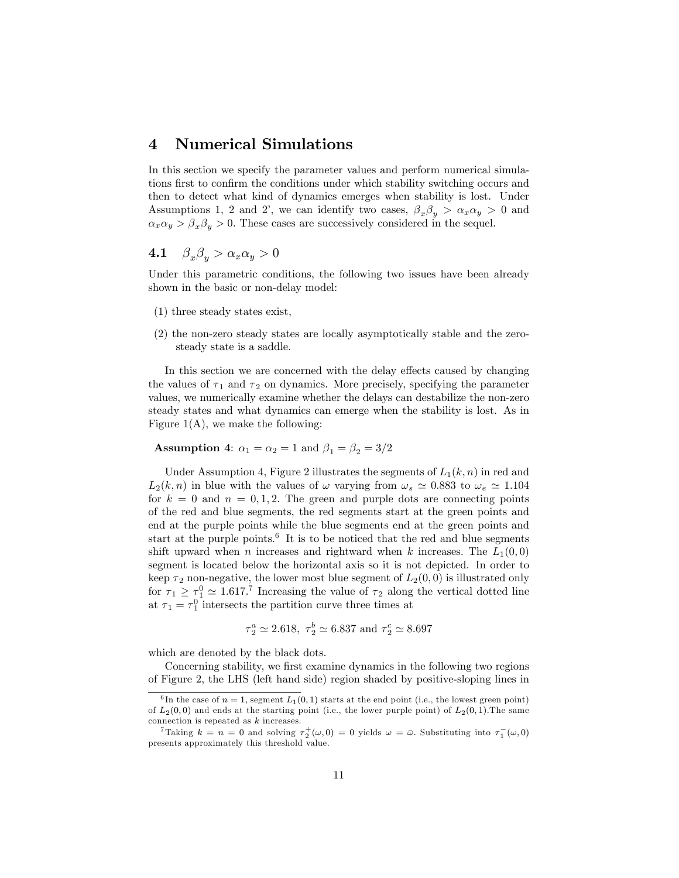## 4 Numerical Simulations

In this section we specify the parameter values and perform numerical simulations first to confirm the conditions under which stability switching occurs and then to detect what kind of dynamics emerges when stability is lost. Under Assumptions 1, 2 and 2', we can identify two cases, $\beta_x \beta_y > \alpha_x \alpha_y > 0$ and $\alpha_x \alpha_y > \beta_x \beta_y > 0$. These cases are successively considered in the sequel.

### 4.1 $\beta_x \beta_y > \alpha_x \alpha_y > 0$

Under this parametric conditions, the following two issues have been already shown in the basic or non-delay model:

(1) three steady states exist,

(2) the non-zero steady states are locally asymptotically stable and the zero-steady state is a saddle.

In this section we are concerned with the delay effects caused by changing the values of $\tau_1$ and $\tau_2$ on dynamics. More precisely, specifying the parameter values, we numerically examine whether the delays can destabilize the non-zero steady states and what dynamics can emerge when the stability is lost. As in Figure 1(A), we make the following:

**Assumption 4**: $\alpha_1 = \alpha_2 = 1$ and $\beta_1 = \beta_2 = 3/2$

Under Assumption 4, Figure 2 illustrates the segments of $L_1(k, n)$ in red and $L_2(k, n)$ in blue with the values of $\omega$ varying from $\omega_s \simeq 0.883$ to $\omega_e \simeq 1.104$ for $k = 0$ and $n = 0, 1, 2$. The green and purple dots are connecting points of the red and blue segments, the red segments start at the green points and end at the purple points while the blue segments end at the green points and start at the purple points.[6] It is to be noticed that the red and blue segments shift upward when $n$ increases and rightward when $k$ increases. The $L_1(0, 0)$ segment is located below the horizontal axis so it is not depicted. In order to keep $\tau_2$ non-negative, the lower most blue segment of $L_2(0, 0)$ is illustrated only for $\tau_1 \geq \tau_1^0 \simeq 1.617$.[7] Increasing the value of $\tau_2$ along the vertical dotted line at $\tau_1 = \tau_1^0$ intersects the partition curve three times at

$$\tau_2^a \simeq 2.618, \ \tau_2^b \simeq 6.837 \text{ and } \tau_2^c \simeq 8.697$$

which are denoted by the black dots.

Concerning stability, we first examine dynamics in the following two regions of Figure 2, the LHS (left hand side) region shaded by positive-sloping lines in

---

[6] In the case of $n = 1$, segment $L_1(0, 1)$ starts at the end point (i.e., the lowest green point) of $L_2(0, 0)$ and ends at the starting point (i.e., the lower purple point) of $L_2(0, 1)$. The same connection is repeated as $k$ increases.

[7] Taking $k = n = 0$ and solving $\tau_2^+(\omega, 0) = 0$ yields $\omega = \bar{\omega}$. Substituting into $\tau_1^-(\omega, 0)$ presents approximately this threshold value.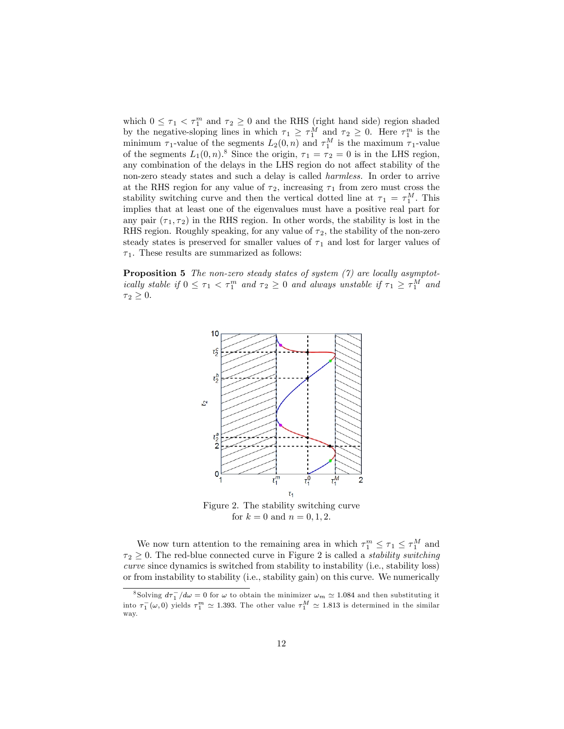which $0 \leq \tau_1 < \tau_1^m$ and $\tau_2 \geq 0$ and the RHS (right hand side) region shaded by the negative-sloping lines in which $\tau_1 \geq \tau_1^M$ and $\tau_2 \geq 0$. Here $\tau_1^m$ is the minimum $\tau_1$-value of the segments $L_2(0,n)$ and $\tau_1^M$ is the maximum $\tau_1$-value of the segments $L_1(0,n)$.[8] Since the origin, $\tau_1 = \tau_2 = 0$ is in the LHS region, any combination of the delays in the LHS region do not affect stability of the non-zero steady states and such a delay is called *harmless.* In order to arrive at the RHS region for any value of $\tau_2$, increasing $\tau_1$ from zero must cross the stability switching curve and then the vertical dotted line at $\tau_1 = \tau_1^M$. This implies that at least one of the eigenvalues must have a positive real part for any pair $(\tau_1, \tau_2)$ in the RHS region. In other words, the stability is lost in the RHS region. Roughly speaking, for any value of $\tau_2$, the stability of the non-zero steady states is preserved for smaller values of $\tau_1$ and lost for larger values of $\tau_1$. These results are summarized as follows:

**Proposition 5** *The non-zero steady states of system (7) are locally asymptotically stable if $0 \leq \tau_1 < \tau_1^m$ and $\tau_2 \geq 0$ and always unstable if $\tau_1 \geq \tau_1^M$ and $\tau_2 \geq 0$.*

Figure 2. The stability switching curve for $k = 0$ and $n = 0, 1, 2$.

We now turn attention to the remaining area in which $\tau_1^m \leq \tau_1 \leq \tau_1^M$ and $\tau_2 \geq 0$. The red-blue connected curve in Figure 2 is called a *stability switching curve* since dynamics is switched from stability to instability (i.e., stability loss) or from instability to stability (i.e., stability gain) on this curve. We numerically

[8] Solving $d\tau_1^-/d\omega = 0$ for $\omega$ to obtain the minimizer $\omega_m \simeq 1.084$ and then substituting it into $\tau_1^-(\omega, 0)$ yields $\tau_1^m \simeq 1.393$. The other value $\tau_1^M \simeq 1.813$ is determined in the similar way.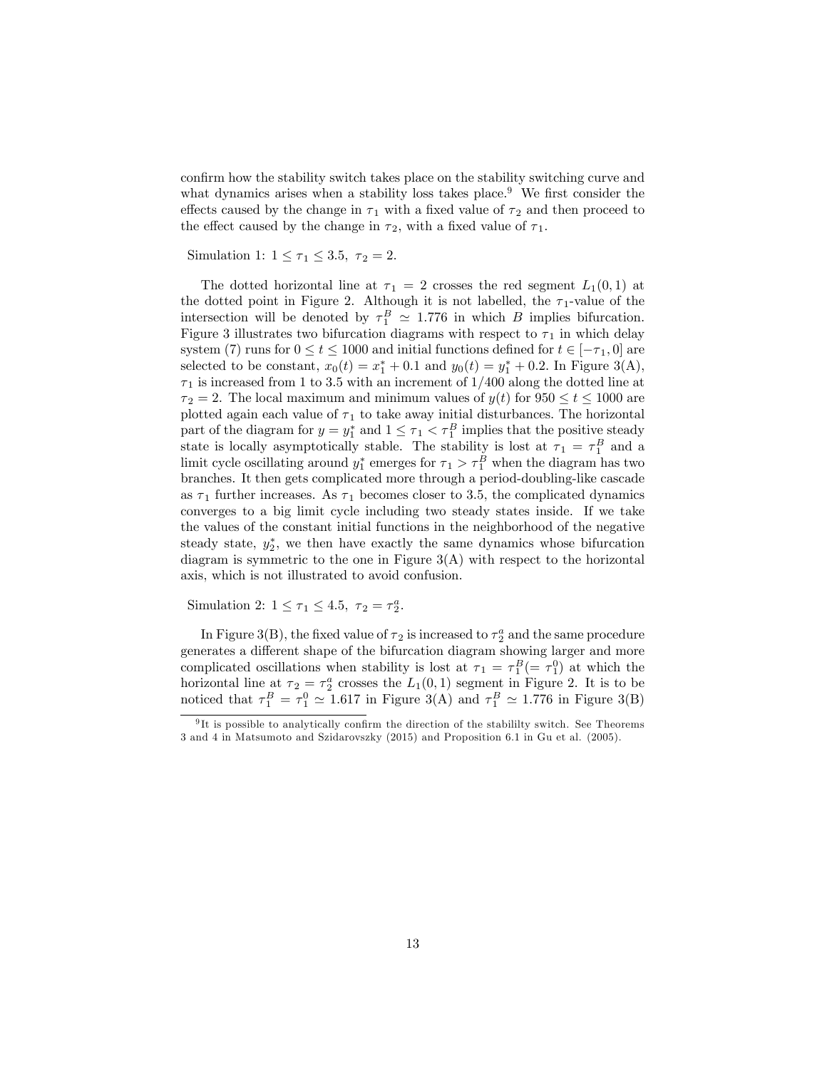confirm how the stability switch takes place on the stability switching curve and what dynamics arises when a stability loss takes place.[9] We first consider the effects caused by the change in $\tau_1$ with a fixed value of $\tau_2$ and then proceed to the effect caused by the change in $\tau_2$, with a fixed value of $\tau_1$.

Simulation 1: $1 \leq \tau_1 \leq 3.5,\ \tau_2 = 2$.

The dotted horizontal line at $\tau_1 = 2$ crosses the red segment $L_1(0,1)$ at the dotted point in Figure 2. Although it is not labelled, the $\tau_1$-value of the intersection will be denoted by $\tau_1^B \simeq 1.776$ in which $B$ implies bifurcation. Figure 3 illustrates two bifurcation diagrams with respect to $\tau_1$ in which delay system (7) runs for $0 \leq t \leq 1000$ and initial functions defined for $t \in [-\tau_1, 0]$ are selected to be constant, $x_0(t) = x_1^* + 0.1$ and $y_0(t) = y_1^* + 0.2$. In Figure 3(A), $\tau_1$ is increased from 1 to 3.5 with an increment of $1/400$ along the dotted line at $\tau_2 = 2$. The local maximum and minimum values of $y(t)$ for $950 \leq t \leq 1000$ are plotted again each value of $\tau_1$ to take away initial disturbances. The horizontal part of the diagram for $y = y_1^*$ and $1 \leq \tau_1 < \tau_1^B$ implies that the positive steady state is locally asymptotically stable. The stability is lost at $\tau_1 = \tau_1^B$ and a limit cycle oscillating around $y_1^*$ emerges for $\tau_1 > \tau_1^B$ when the diagram has two branches. It then gets complicated more through a period-doubling-like cascade as $\tau_1$ further increases. As $\tau_1$ becomes closer to 3.5, the complicated dynamics converges to a big limit cycle including two steady states inside. If we take the values of the constant initial functions in the neighborhood of the negative steady state, $y_2^*$, we then have exactly the same dynamics whose bifurcation diagram is symmetric to the one in Figure 3(A) with respect to the horizontal axis, which is not illustrated to avoid confusion.

Simulation 2: $1 \leq \tau_1 \leq 4.5,\ \tau_2 = \tau_2^a$.

In Figure 3(B), the fixed value of $\tau_2$ is increased to $\tau_2^a$ and the same procedure generates a different shape of the bifurcation diagram showing larger and more complicated oscillations when stability is lost at $\tau_1 = \tau_1^B (= \tau_1^0)$ at which the horizontal line at $\tau_2 = \tau_2^a$ crosses the $L_1(0,1)$ segment in Figure 2. It is to be noticed that $\tau_1^B = \tau_1^0 \simeq 1.617$ in Figure 3(A) and $\tau_1^B \simeq 1.776$ in Figure 3(B)

[9] It is possible to analytically confirm the direction of the stabililty switch. See Theorems 3 and 4 in Matsumoto and Szidarovszky (2015) and Proposition 6.1 in Gu et al. (2005).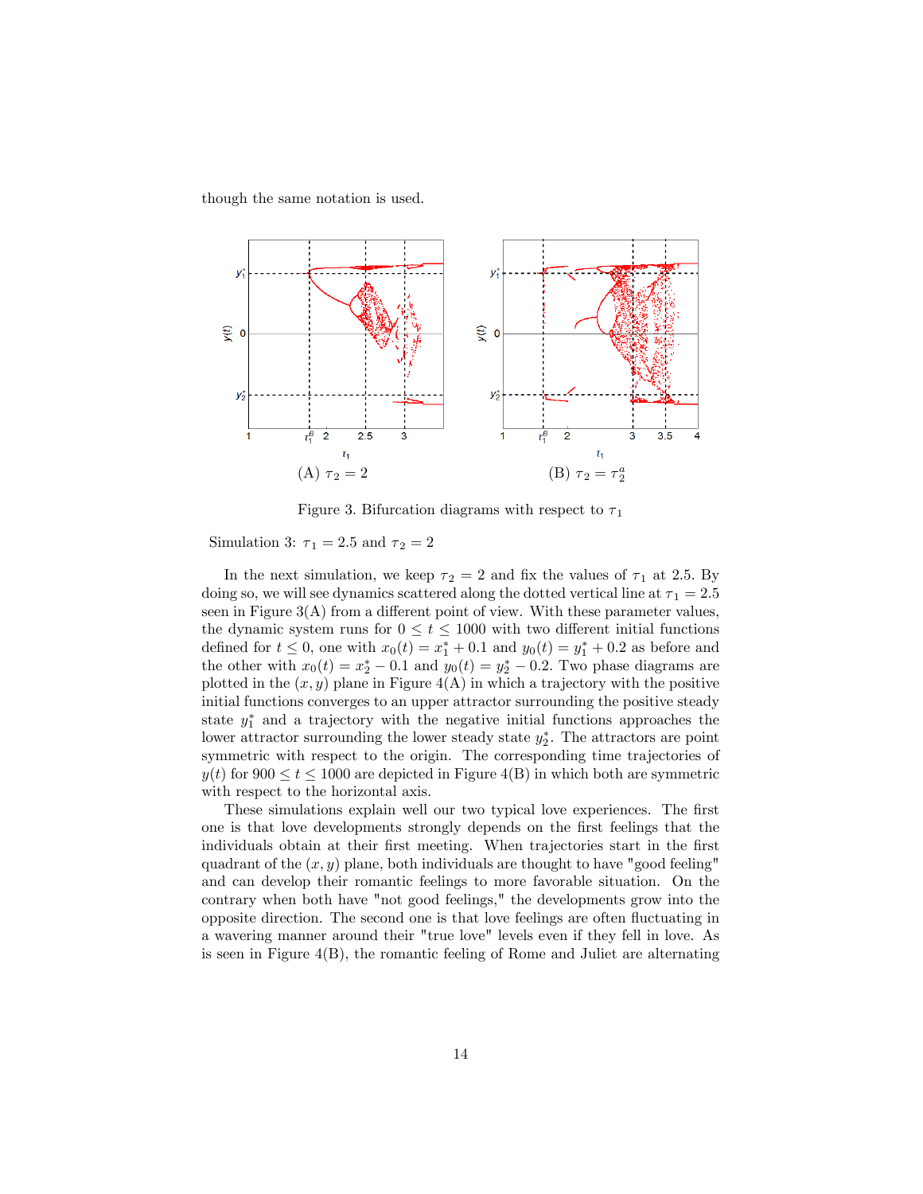though the same notation is used.

(A) $\tau_2 = 2$

(B) $\tau_2 = \tau_2^a$

Figure 3. Bifurcation diagrams with respect to $\tau_1$

Simulation 3: $\tau_1 = 2.5$ and $\tau_2 = 2$

In the next simulation, we keep $\tau_2 = 2$ and fix the values of $\tau_1$ at 2.5. By doing so, we will see dynamics scattered along the dotted vertical line at $\tau_1 = 2.5$ seen in Figure 3(A) from a different point of view. With these parameter values, the dynamic system runs for $0 \leq t \leq 1000$ with two different initial functions defined for $t \leq 0$, one with $x_0(t) = x_1^* + 0.1$ and $y_0(t) = y_1^* + 0.2$ as before and the other with $x_0(t) = x_2^* - 0.1$ and $y_0(t) = y_2^* - 0.2$. Two phase diagrams are plotted in the $(x, y)$ plane in Figure 4(A) in which a trajectory with the positive initial functions converges to an upper attractor surrounding the positive steady state $y_1^*$ and a trajectory with the negative initial functions approaches the lower attractor surrounding the lower steady state $y_2^*$. The attractors are point symmetric with respect to the origin. The corresponding time trajectories of $y(t)$ for $900 \leq t \leq 1000$ are depicted in Figure 4(B) in which both are symmetric with respect to the horizontal axis.

These simulations explain well our two typical love experiences. The first one is that love developments strongly depends on the first feelings that the individuals obtain at their first meeting. When trajectories start in the first quadrant of the $(x, y)$ plane, both individuals are thought to have "good feeling" and can develop their romantic feelings to more favorable situation. On the contrary when both have "not good feelings," the developments grow into the opposite direction. The second one is that love feelings are often fluctuating in a wavering manner around their "true love" levels even if they fell in love. As is seen in Figure 4(B), the romantic feeling of Rome and Juliet are alternating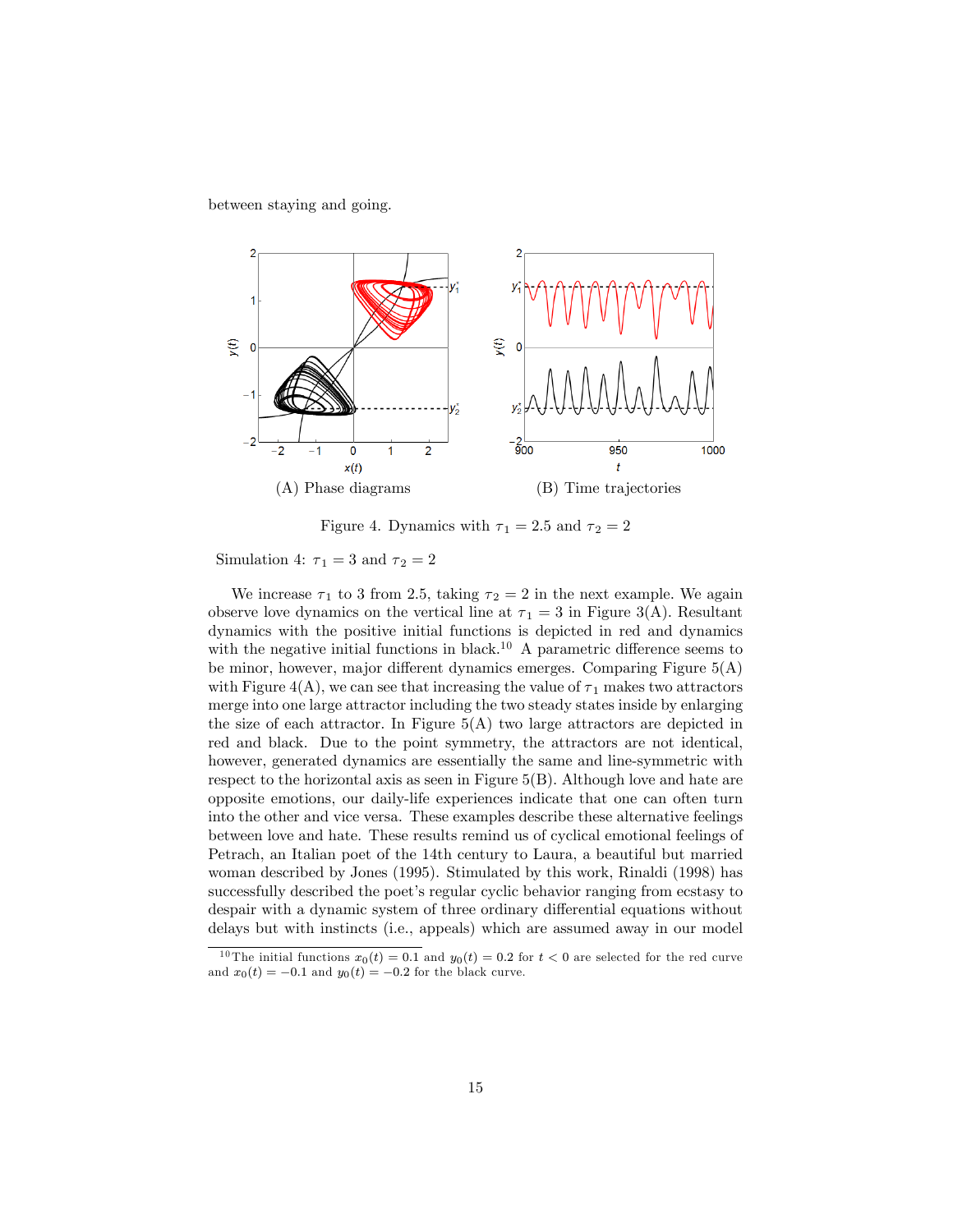between staying and going.

(A) Phase diagrams (B) Time trajectories

Figure 4. Dynamics with $\tau_1 = 2.5$ and $\tau_2 = 2$

Simulation 4: $\tau_1 = 3$ and $\tau_2 = 2$

We increase $\tau_1$ to 3 from 2.5, taking $\tau_2 = 2$ in the next example. We again observe love dynamics on the vertical line at $\tau_1 = 3$ in Figure 3(A). Resultant dynamics with the positive initial functions is depicted in red and dynamics with the negative initial functions in black.[10] A parametric difference seems to be minor, however, major different dynamics emerges. Comparing Figure 5(A) with Figure 4(A), we can see that increasing the value of $\tau_1$ makes two attractors merge into one large attractor including the two steady states inside by enlarging the size of each attractor. In Figure 5(A) two large attractors are depicted in red and black. Due to the point symmetry, the attractors are not identical, however, generated dynamics are essentially the same and line-symmetric with respect to the horizontal axis as seen in Figure 5(B). Although love and hate are opposite emotions, our daily-life experiences indicate that one can often turn into the other and vice versa. These examples describe these alternative feelings between love and hate. These results remind us of cyclical emotional feelings of Petrach, an Italian poet of the 14th century to Laura, a beautiful but married woman described by Jones (1995). Stimulated by this work, Rinaldi (1998) has successfully described the poet's regular cyclic behavior ranging from ecstasy to despair with a dynamic system of three ordinary differential equations without delays but with instincts (i.e., appeals) which are assumed away in our model

[10] The initial functions $x_0(t) = 0.1$ and $y_0(t) = 0.2$ for $t < 0$ are selected for the red curve and $x_0(t) = -0.1$ and $y_0(t) = -0.2$ for the black curve.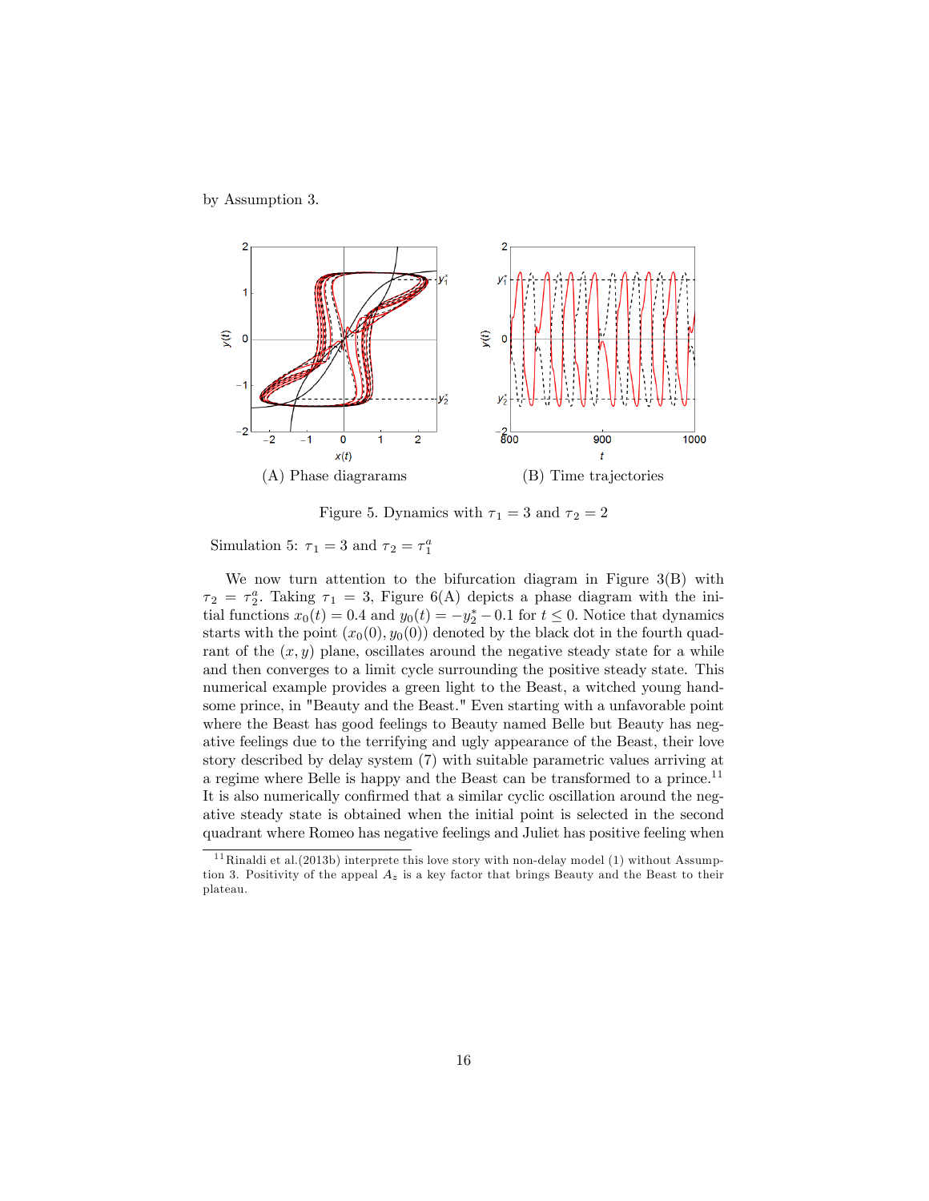by Assumption 3.

(A) Phase diagrarams

(B) Time trajectories

Figure 5. Dynamics with $\tau_1 = 3$ and $\tau_2 = 2$

Simulation 5: $\tau_1 = 3$ and $\tau_2 = \tau_1^a$

We now turn attention to the bifurcation diagram in Figure 3(B) with $\tau_2 = \tau_2^a$. Taking $\tau_1 = 3$, Figure 6(A) depicts a phase diagram with the initial functions $x_0(t) = 0.4$ and $y_0(t) = -y_2^* - 0.1$ for $t \leq 0$. Notice that dynamics starts with the point $(x_0(0), y_0(0))$ denoted by the black dot in the fourth quadrant of the $(x, y)$ plane, oscillates around the negative steady state for a while and then converges to a limit cycle surrounding the positive steady state. This numerical example provides a green light to the Beast, a witched young handsome prince, in "Beauty and the Beast." Even starting with a unfavorable point where the Beast has good feelings to Beauty named Belle but Beauty has negative feelings due to the terrifying and ugly appearance of the Beast, their love story described by delay system (7) with suitable parametric values arriving at a regime where Belle is happy and the Beast can be transformed to a prince.[11] It is also numerically confirmed that a similar cyclic oscillation around the negative steady state is obtained when the initial point is selected in the second quadrant where Romeo has negative feelings and Juliet has positive feeling when

[11] Rinaldi et al.(2013b) interprete this love story with non-delay model (1) without Assumption 3. Positivity of the appeal $A_z$ is a key factor that brings Beauty and the Beast to their plateau.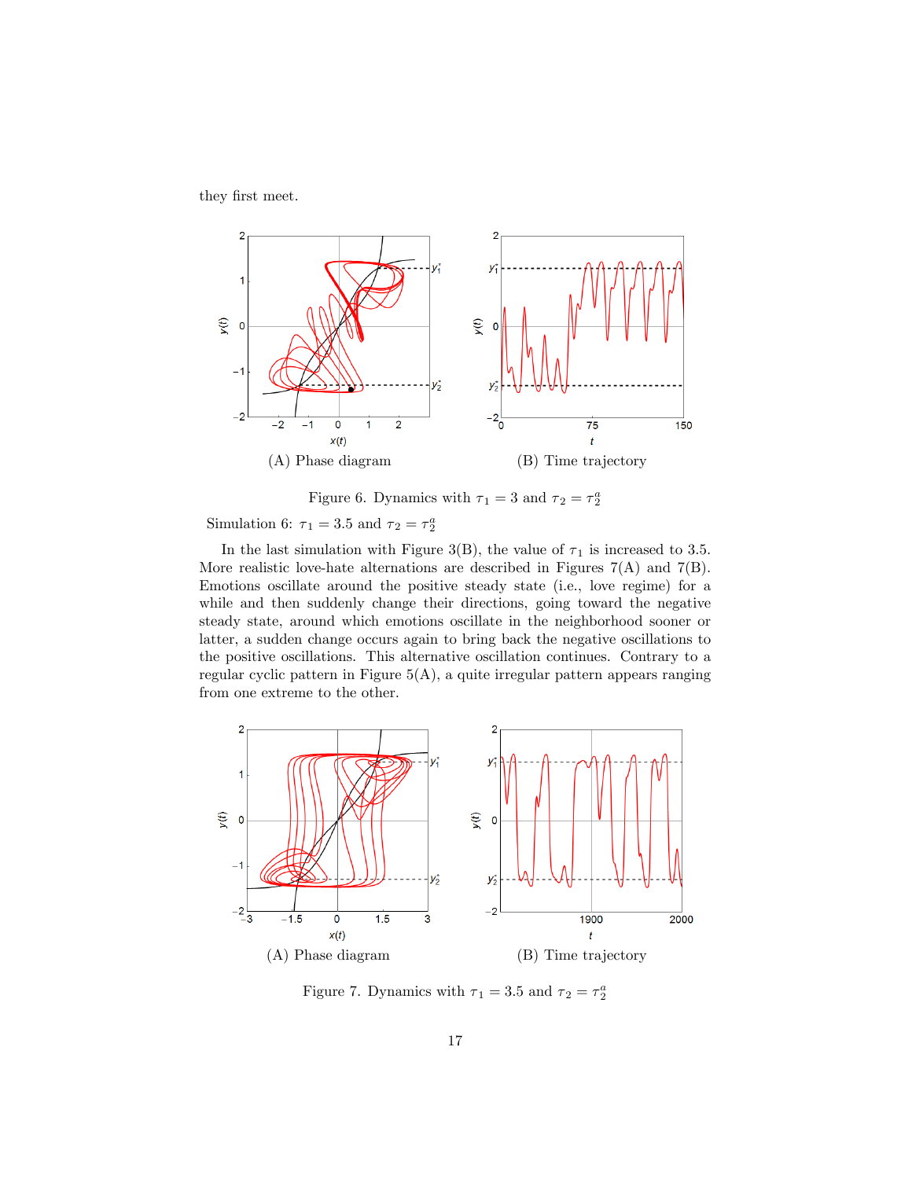they first meet.

(A) Phase diagram

(B) Time trajectory

Figure 6. Dynamics with $\tau_1 = 3$ and $\tau_2 = \tau_2^a$

Simulation 6: $\tau_1 = 3.5$ and $\tau_2 = \tau_2^a$

In the last simulation with Figure 3(B), the value of $\tau_1$ is increased to 3.5. More realistic love-hate alternations are described in Figures 7(A) and 7(B). Emotions oscillate around the positive steady state (i.e., love regime) for a while and then suddenly change their directions, going toward the negative steady state, around which emotions oscillate in the neighborhood sooner or latter, a sudden change occurs again to bring back the negative oscillations to the positive oscillations. This alternative oscillation continues. Contrary to a regular cyclic pattern in Figure 5(A), a quite irregular pattern appears ranging from one extreme to the other.

(A) Phase diagram

(B) Time trajectory

Figure 7. Dynamics with $\tau_1 = 3.5$ and $\tau_2 = \tau_2^a$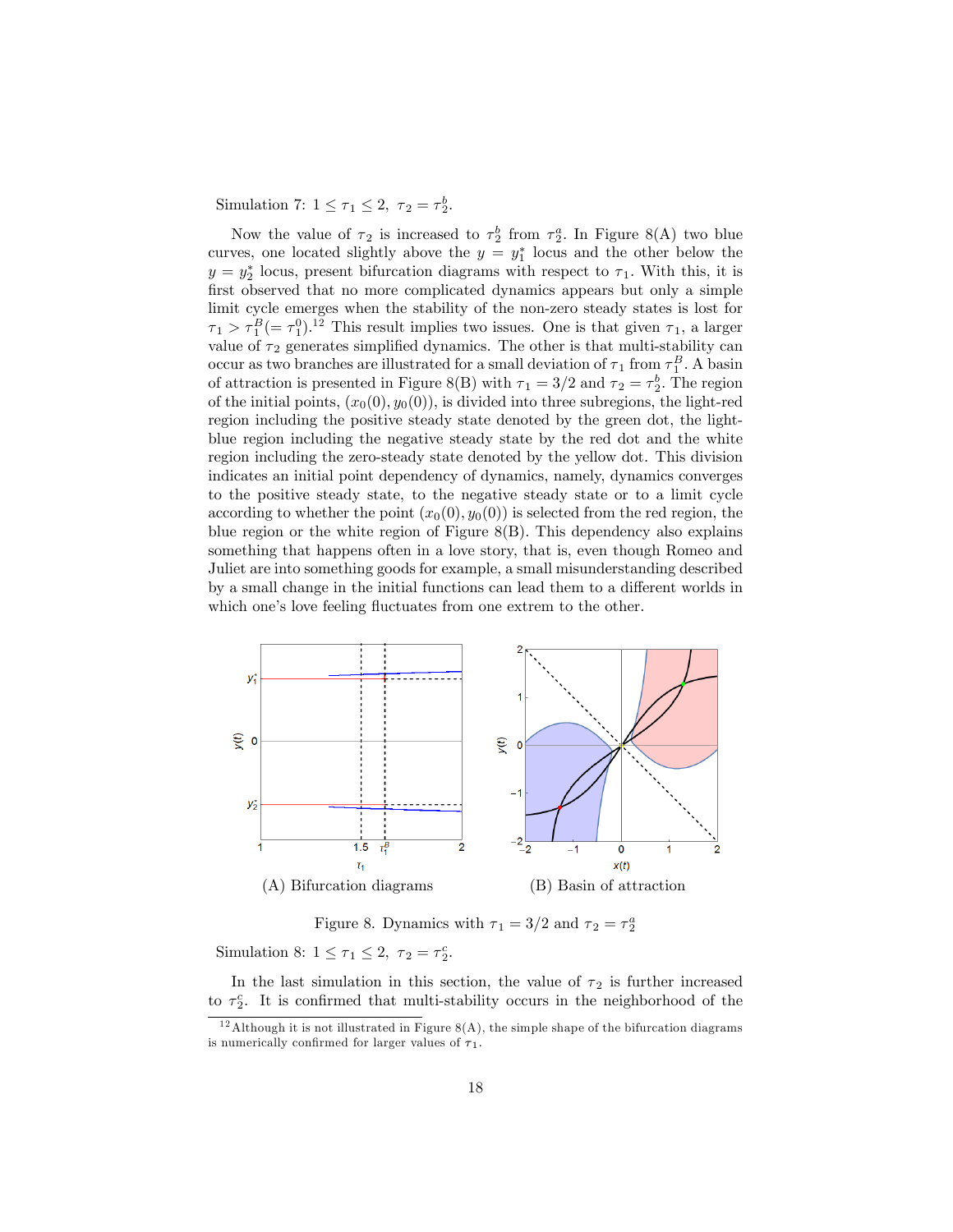Simulation 7: $1 \leq \tau_1 \leq 2,\ \tau_2 = \tau_2^b$.

Now the value of $\tau_2$ is increased to $\tau_2^b$ from $\tau_2^a$. In Figure 8(A) two blue curves, one located slightly above the $y = y_1^*$ locus and the other below the $y = y_2^*$ locus, present bifurcation diagrams with respect to $\tau_1$. With this, it is first observed that no more complicated dynamics appears but only a simple limit cycle emerges when the stability of the non-zero steady states is lost for $\tau_1 > \tau_1^B (= \tau_1^0)$.[12] This result implies two issues. One is that given $\tau_1$, a larger value of $\tau_2$ generates simplified dynamics. The other is that multi-stability can occur as two branches are illustrated for a small deviation of $\tau_1$ from $\tau_1^B$. A basin of attraction is presented in Figure 8(B) with $\tau_1 = 3/2$ and $\tau_2 = \tau_2^b$. The region of the initial points, $(x_0(0), y_0(0))$, is divided into three subregions, the light-red region including the positive steady state denoted by the green dot, the light-blue region including the negative steady state by the red dot and the white region including the zero-steady state denoted by the yellow dot. This division indicates an initial point dependency of dynamics, namely, dynamics converges to the positive steady state, to the negative steady state or to a limit cycle according to whether the point $(x_0(0), y_0(0))$ is selected from the red region, the blue region or the white region of Figure 8(B). This dependency also explains something that happens often in a love story, that is, even though Romeo and Juliet are into something goods for example, a small misunderstanding described by a small change in the initial functions can lead them to a different worlds in which one's love feeling fluctuates from one extrem to the other.

(A) Bifurcation diagrams

(B) Basin of attraction

Figure 8. Dynamics with $\tau_1 = 3/2$ and $\tau_2 = \tau_2^a$

Simulation 8: $1 \leq \tau_1 \leq 2,\ \tau_2 = \tau_2^c$.

In the last simulation in this section, the value of $\tau_2$ is further increased to $\tau_2^c$. It is confirmed that multi-stability occurs in the neighborhood of the

[12] Although it is not illustrated in Figure 8(A), the simple shape of the bifurcation diagrams is numerically confirmed for larger values of $\tau_1$.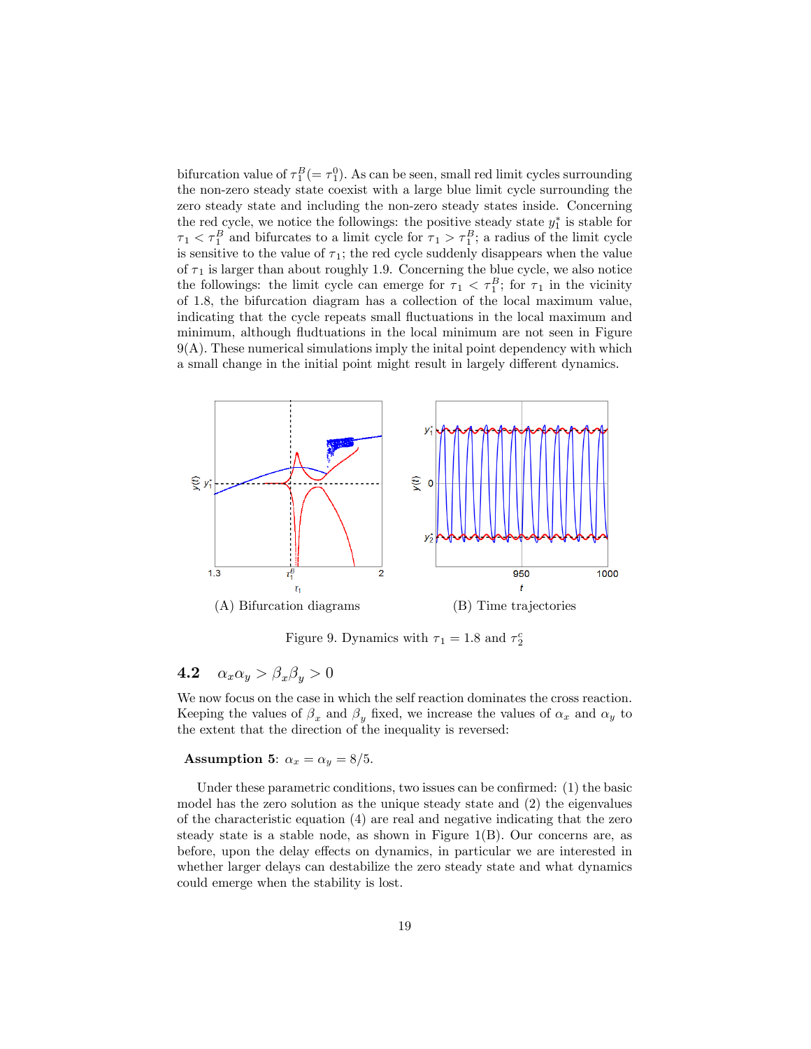bifurcation value of $\tau_1^B (= \tau_1^0)$. As can be seen, small red limit cycles surrounding the non-zero steady state coexist with a large blue limit cycle surrounding the zero steady state and including the non-zero steady states inside. Concerning the red cycle, we notice the followings: the positive steady state $y_1^*$ is stable for $\tau_1 < \tau_1^B$ and bifurcates to a limit cycle for $\tau_1 > \tau_1^B$; a radius of the limit cycle is sensitive to the value of $\tau_1$; the red cycle suddenly disappears when the value of $\tau_1$ is larger than about roughly 1.9. Concerning the blue cycle, we also notice the followings: the limit cycle can emerge for $\tau_1 < \tau_1^B$; for $\tau_1$ in the vicinity of 1.8, the bifurcation diagram has a collection of the local maximum value, indicating that the cycle repeats small fluctuations in the local maximum and minimum, although fludtuations in the local minimum are not seen in Figure 9(A). These numerical simulations imply the inital point dependency with which a small change in the initial point might result in largely different dynamics.

(A) Bifurcation diagrams

(B) Time trajectories

Figure 9. Dynamics with $\tau_1 = 1.8$ and $\tau_2^c$

## 4.2 $\alpha_x \alpha_y > \beta_x \beta_y > 0$

We now focus on the case in which the self reaction dominates the cross reaction. Keeping the values of $\beta_x$ and $\beta_y$ fixed, we increase the values of $\alpha_x$ and $\alpha_y$ to the extent that the direction of the inequality is reversed:

**Assumption 5**: $\alpha_x = \alpha_y = 8/5$.

Under these parametric conditions, two issues can be confirmed: (1) the basic model has the zero solution as the unique steady state and (2) the eigenvalues of the characteristic equation (4) are real and negative indicating that the zero steady state is a stable node, as shown in Figure 1(B). Our concerns are, as before, upon the delay effects on dynamics, in particular we are interested in whether larger delays can destabilize the zero steady state and what dynamics could emerge when the stability is lost.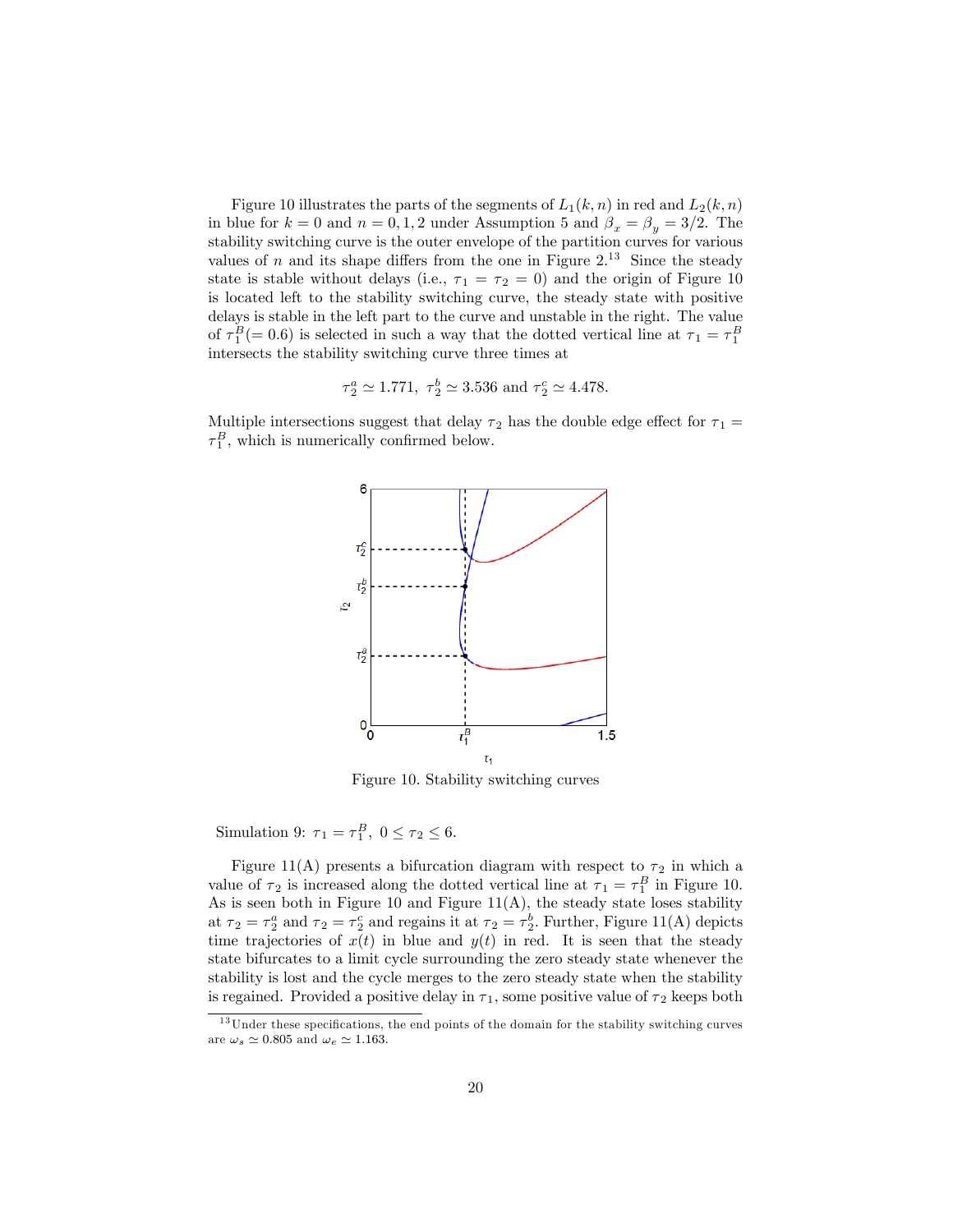Figure 10 illustrates the parts of the segments of $L_1(k,n)$ in red and $L_2(k,n)$ in blue for $k = 0$ and $n = 0, 1, 2$ under Assumption 5 and $\beta_x = \beta_y = 3/2$. The stability switching curve is the outer envelope of the partition curves for various values of $n$ and its shape differs from the one in Figure 2.[13] Since the steady state is stable without delays (i.e., $\tau_1 = \tau_2 = 0$) and the origin of Figure 10 is located left to the stability switching curve, the steady state with positive delays is stable in the left part to the curve and unstable in the right. The value of $\tau_1^B (= 0.6)$ is selected in such a way that the dotted vertical line at $\tau_1 = \tau_1^B$ intersects the stability switching curve three times at

$$\tau_2^a \simeq 1.771, \ \tau_2^b \simeq 3.536 \text{ and } \tau_2^c \simeq 4.478.$$

Multiple intersections suggest that delay $\tau_2$ has the double edge effect for $\tau_1 = \tau_1^B$, which is numerically confirmed below.

Figure 10. Stability switching curves

Simulation 9: $\tau_1 = \tau_1^B, \ 0 \leq \tau_2 \leq 6.$

Figure 11(A) presents a bifurcation diagram with respect to $\tau_2$ in which a value of $\tau_2$ is increased along the dotted vertical line at $\tau_1 = \tau_1^B$ in Figure 10. As is seen both in Figure 10 and Figure 11(A), the steady state loses stability at $\tau_2 = \tau_2^a$ and $\tau_2 = \tau_2^c$ and regains it at $\tau_2 = \tau_2^b$. Further, Figure 11(A) depicts time trajectories of $x(t)$ in blue and $y(t)$ in red. It is seen that the steady state bifurcates to a limit cycle surrounding the zero steady state whenever the stability is lost and the cycle merges to the zero steady state when the stability is regained. Provided a positive delay in $\tau_1$, some positive value of $\tau_2$ keeps both

[13] Under these specifications, the end points of the domain for the stability switching curves are $\omega_s \simeq 0.805$ and $\omega_e \simeq 1.163$.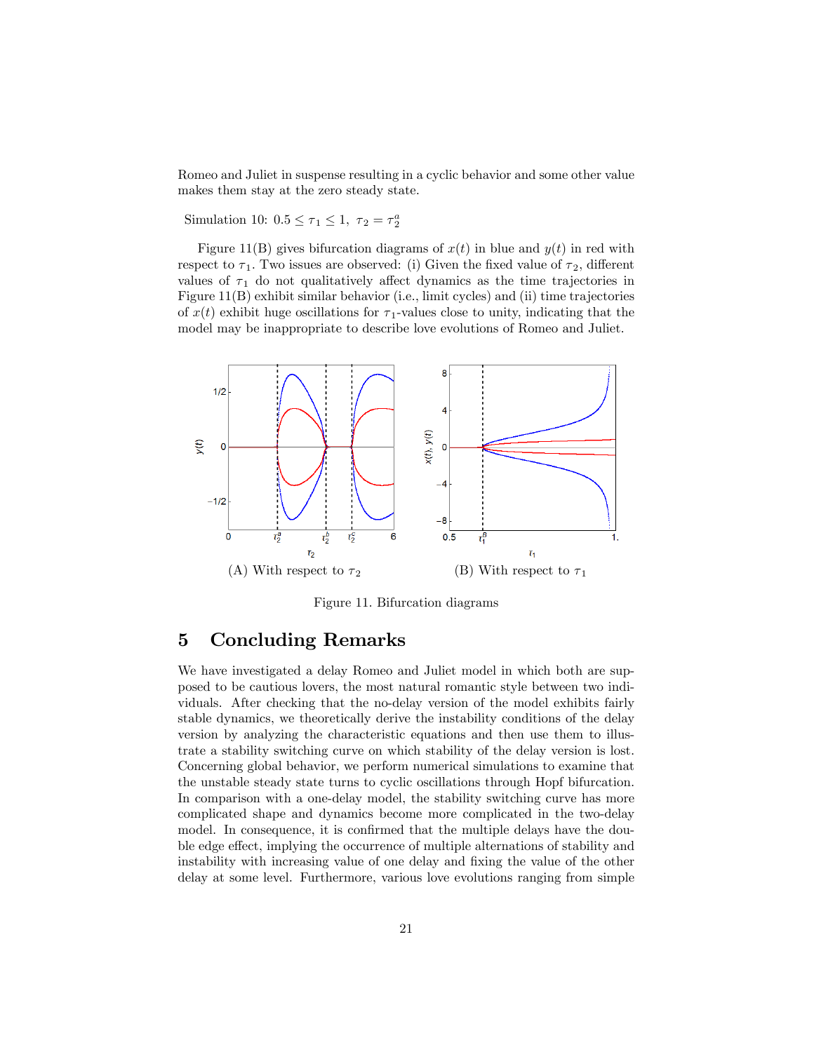Romeo and Juliet in suspense resulting in a cyclic behavior and some other value makes them stay at the zero steady state.

Simulation 10: $0.5 \leq \tau_1 \leq 1,\ \tau_2 = \tau_2^a$

Figure 11(B) gives bifurcation diagrams of $x(t)$ in blue and $y(t)$ in red with respect to $\tau_1$. Two issues are observed: (i) Given the fixed value of $\tau_2$, different values of $\tau_1$ do not qualitatively affect dynamics as the time trajectories in Figure 11(B) exhibit similar behavior (i.e., limit cycles) and (ii) time trajectories of $x(t)$ exhibit huge oscillations for $\tau_1$-values close to unity, indicating that the model may be inappropriate to describe love evolutions of Romeo and Juliet.

(A) With respect to $\tau_2$ (B) With respect to $\tau_1$

Figure 11. Bifurcation diagrams

# 5 Concluding Remarks

We have investigated a delay Romeo and Juliet model in which both are supposed to be cautious lovers, the most natural romantic style between two individuals. After checking that the no-delay version of the model exhibits fairly stable dynamics, we theoretically derive the instability conditions of the delay version by analyzing the characteristic equations and then use them to illustrate a stability switching curve on which stability of the delay version is lost. Concerning global behavior, we perform numerical simulations to examine that the unstable steady state turns to cyclic oscillations through Hopf bifurcation. In comparison with a one-delay model, the stability switching curve has more complicated shape and dynamics become more complicated in the two-delay model. In consequence, it is confirmed that the multiple delays have the double edge effect, implying the occurrence of multiple alternations of stability and instability with increasing value of one delay and fixing the value of the other delay at some level. Furthermore, various love evolutions ranging from simple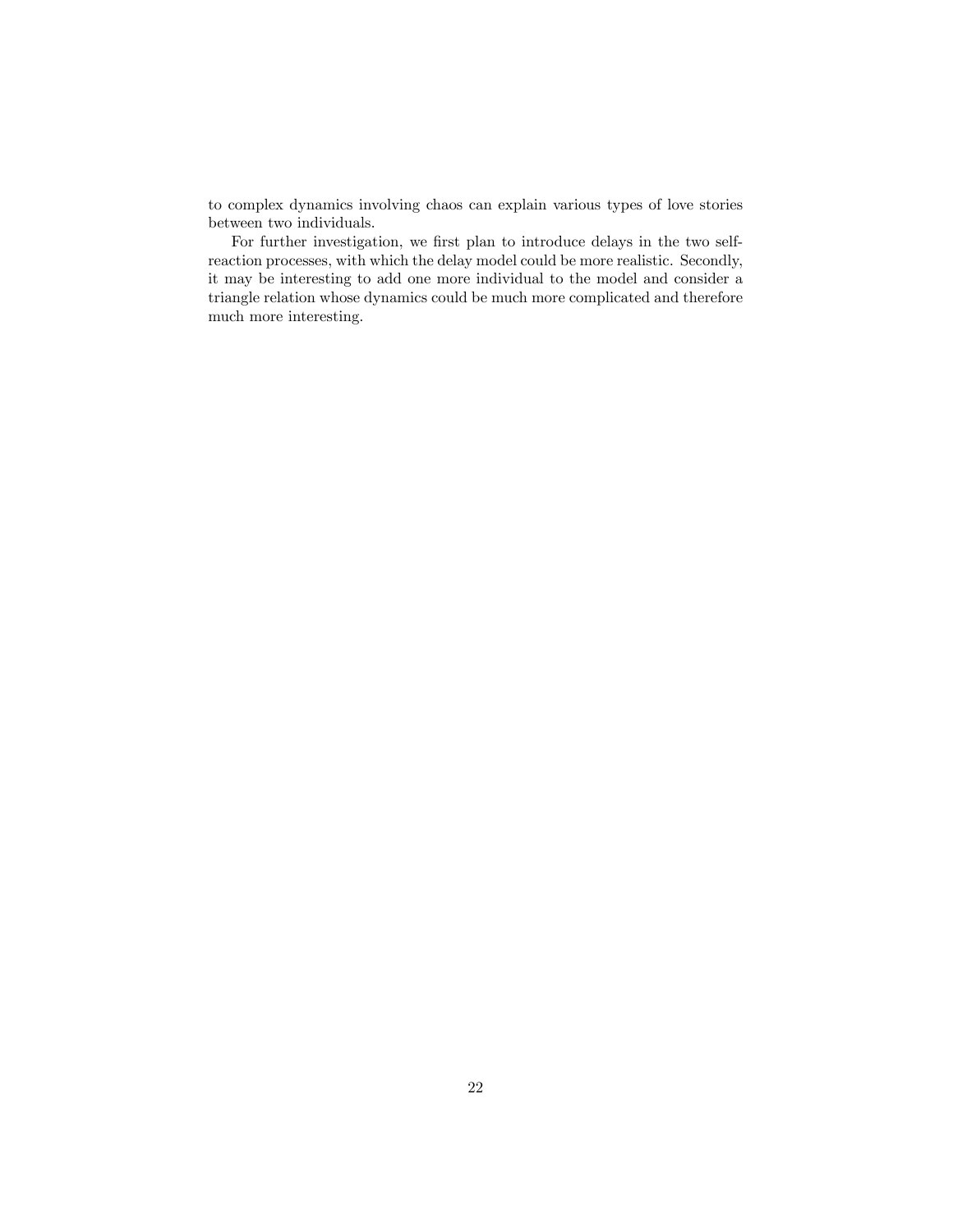to complex dynamics involving chaos can explain various types of love stories between two individuals.

For further investigation, we first plan to introduce delays in the two self-reaction processes, with which the delay model could be more realistic. Secondly, it may be interesting to add one more individual to the model and consider a triangle relation whose dynamics could be much more complicated and therefore much more interesting.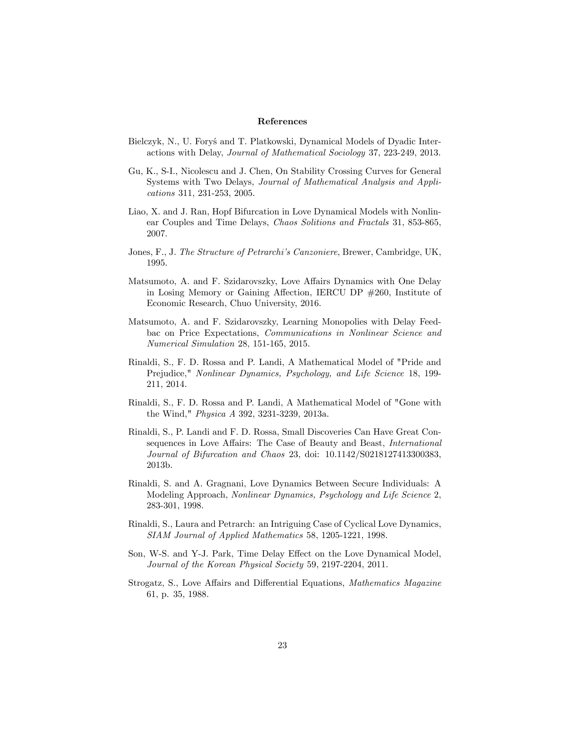## References

Bielczyk, N., U. Foryś and T. Platkowski, Dynamical Models of Dyadic Interactions with Delay, *Journal of Mathematical Sociology* 37, 223-249, 2013.

Gu, K., S-I., Nicolescu and J. Chen, On Stability Crossing Curves for General Systems with Two Delays, *Journal of Mathematical Analysis and Applications* 311, 231-253, 2005.

Liao, X. and J. Ran, Hopf Bifurcation in Love Dynamical Models with Nonlinear Couples and Time Delays, *Chaos Solitions and Fractals* 31, 853-865, 2007.

Jones, F., J. *The Structure of Petrarchi's Canzoniere*, Brewer, Cambridge, UK, 1995.

Matsumoto, A. and F. Szidarovszky, Love Affairs Dynamics with One Delay in Losing Memory or Gaining Affection, IERCU DP #260, Institute of Economic Research, Chuo University, 2016.

Matsumoto, A. and F. Szidarovszky, Learning Monopolies with Delay Feedbac on Price Expectations, *Communications in Nonlinear Science and Numerical Simulation* 28, 151-165, 2015.

Rinaldi, S., F. D. Rossa and P. Landi, A Mathematical Model of "Pride and Prejudice," *Nonlinear Dynamics, Psychology, and Life Science* 18, 199-211, 2014.

Rinaldi, S., F. D. Rossa and P. Landi, A Mathematical Model of "Gone with the Wind," *Physica A* 392, 3231-3239, 2013a.

Rinaldi, S., P. Landi and F. D. Rossa, Small Discoveries Can Have Great Consequences in Love Affairs: The Case of Beauty and Beast, *International Journal of Bifurcation and Chaos* 23, doi: 10.1142/S0218127413300383, 2013b.

Rinaldi, S. and A. Gragnani, Love Dynamics Between Secure Individuals: A Modeling Approach, *Nonlinear Dynamics, Psychology and Life Science* 2, 283-301, 1998.

Rinaldi, S., Laura and Petrarch: an Intriguing Case of Cyclical Love Dynamics, *SIAM Journal of Applied Mathematics* 58, 1205-1221, 1998.

Son, W-S. and Y-J. Park, Time Delay Effect on the Love Dynamical Model, *Journal of the Korean Physical Society* 59, 2197-2204, 2011.

Strogatz, S., Love Affairs and Differential Equations, *Mathematics Magazine* 61, p. 35, 1988.